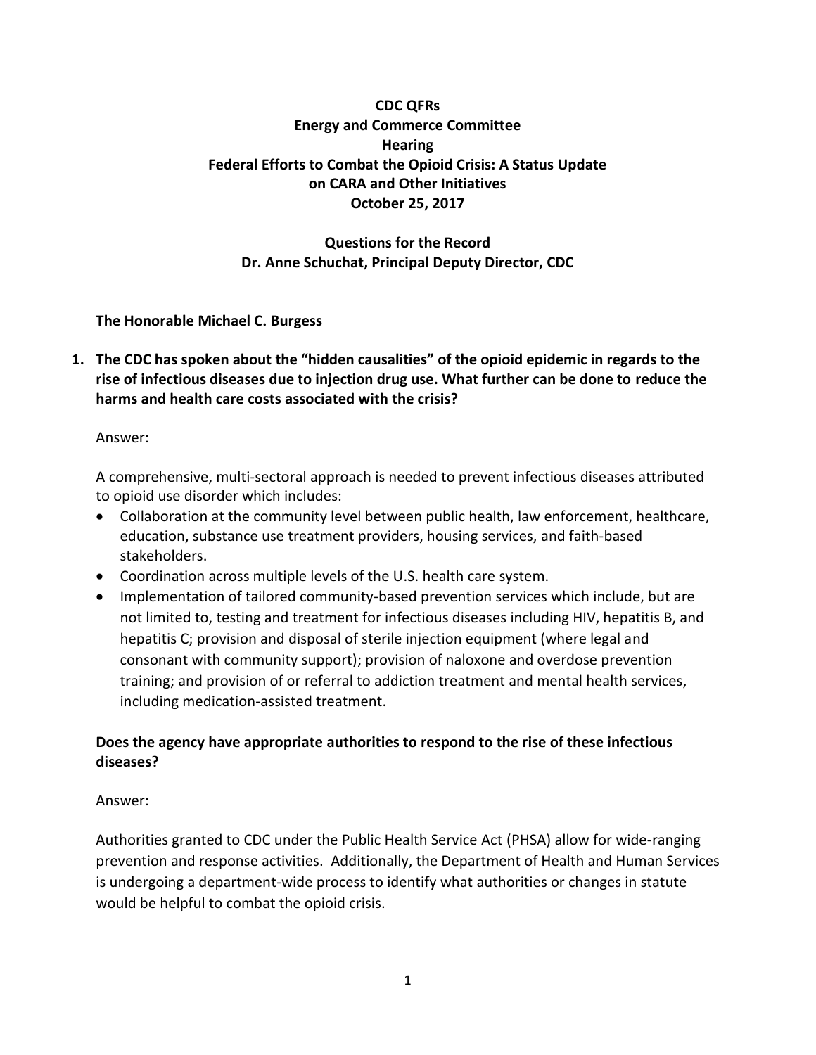**CDC QFRs**
**Energy and Commerce Committee**
**Hearing**
**Federal Efforts to Combat the Opioid Crisis: A Status Update on CARA and Other Initiatives**
**October 25, 2017**

**Questions for the Record**
**Dr. Anne Schuchat, Principal Deputy Director, CDC**

**The Honorable Michael C. Burgess**

1. **The CDC has spoken about the "hidden causalities" of the opioid epidemic in regards to the rise of infectious diseases due to injection drug use. What further can be done to reduce the harms and health care costs associated with the crisis?**

   Answer:

   A comprehensive, multi-sectoral approach is needed to prevent infectious diseases attributed to opioid use disorder which includes:

   - Collaboration at the community level between public health, law enforcement, healthcare, education, substance use treatment providers, housing services, and faith-based stakeholders.
   - Coordination across multiple levels of the U.S. health care system.
   - Implementation of tailored community-based prevention services which include, but are not limited to, testing and treatment for infectious diseases including HIV, hepatitis B, and hepatitis C; provision and disposal of sterile injection equipment (where legal and consonant with community support); provision of naloxone and overdose prevention training; and provision of or referral to addiction treatment and mental health services, including medication-assisted treatment.

   **Does the agency have appropriate authorities to respond to the rise of these infectious diseases?**

   Answer:

   Authorities granted to CDC under the Public Health Service Act (PHSA) allow for wide-ranging prevention and response activities. Additionally, the Department of Health and Human Services is undergoing a department-wide process to identify what authorities or changes in statute would be helpful to combat the opioid crisis.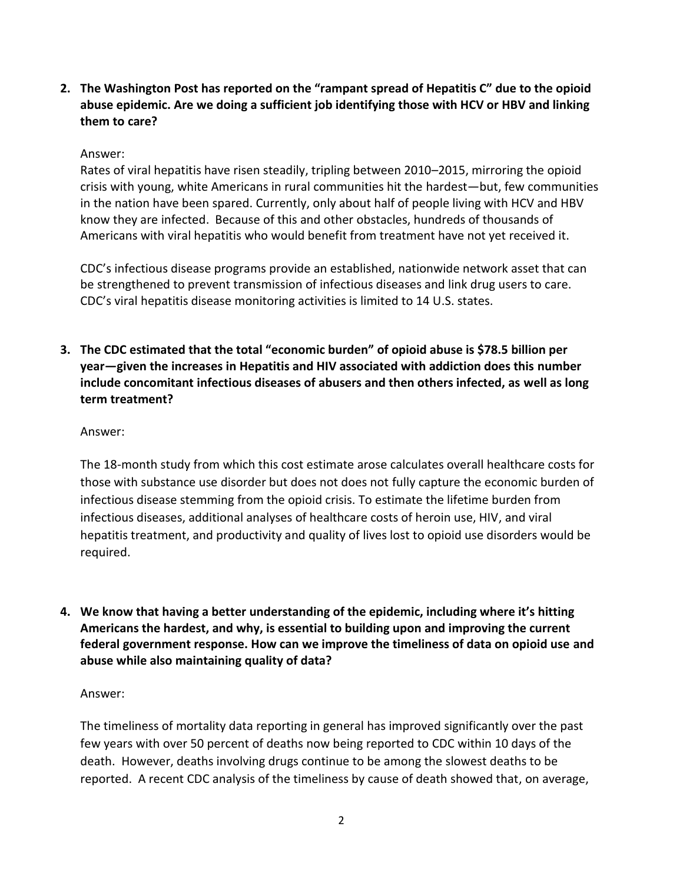**2. The Washington Post has reported on the "rampant spread of Hepatitis C" due to the opioid abuse epidemic. Are we doing a sufficient job identifying those with HCV or HBV and linking them to care?**

Answer:

Rates of viral hepatitis have risen steadily, tripling between 2010–2015, mirroring the opioid crisis with young, white Americans in rural communities hit the hardest—but, few communities in the nation have been spared. Currently, only about half of people living with HCV and HBV know they are infected. Because of this and other obstacles, hundreds of thousands of Americans with viral hepatitis who would benefit from treatment have not yet received it.

CDC's infectious disease programs provide an established, nationwide network asset that can be strengthened to prevent transmission of infectious diseases and link drug users to care. CDC's viral hepatitis disease monitoring activities is limited to 14 U.S. states.

**3. The CDC estimated that the total "economic burden" of opioid abuse is $78.5 billion per year—given the increases in Hepatitis and HIV associated with addiction does this number include concomitant infectious diseases of abusers and then others infected, as well as long term treatment?**

Answer:

The 18-month study from which this cost estimate arose calculates overall healthcare costs for those with substance use disorder but does not does not fully capture the economic burden of infectious disease stemming from the opioid crisis. To estimate the lifetime burden from infectious diseases, additional analyses of healthcare costs of heroin use, HIV, and viral hepatitis treatment, and productivity and quality of lives lost to opioid use disorders would be required.

**4. We know that having a better understanding of the epidemic, including where it's hitting Americans the hardest, and why, is essential to building upon and improving the current federal government response. How can we improve the timeliness of data on opioid use and abuse while also maintaining quality of data?**

Answer:

The timeliness of mortality data reporting in general has improved significantly over the past few years with over 50 percent of deaths now being reported to CDC within 10 days of the death. However, deaths involving drugs continue to be among the slowest deaths to be reported. A recent CDC analysis of the timeliness by cause of death showed that, on average,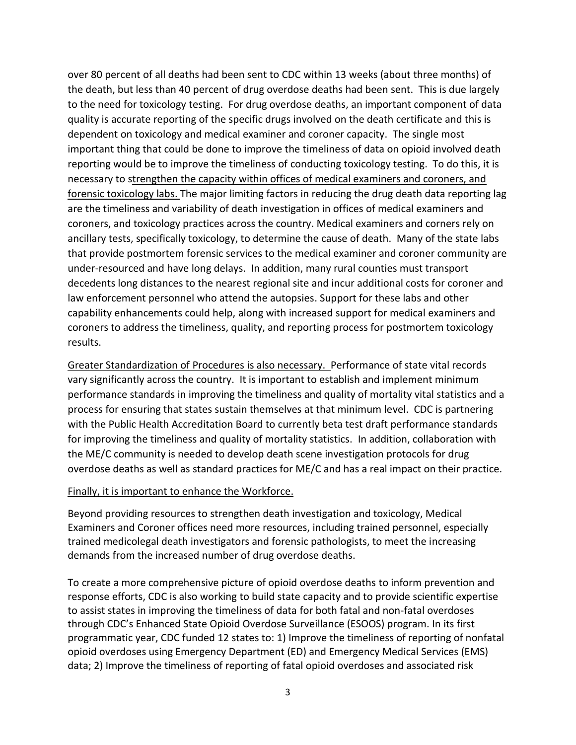over 80 percent of all deaths had been sent to CDC within 13 weeks (about three months) of the death, but less than 40 percent of drug overdose deaths had been sent. This is due largely to the need for toxicology testing. For drug overdose deaths, an important component of data quality is accurate reporting of the specific drugs involved on the death certificate and this is dependent on toxicology and medical examiner and coroner capacity. The single most important thing that could be done to improve the timeliness of data on opioid involved death reporting would be to improve the timeliness of conducting toxicology testing. To do this, it is necessary to s<u>trengthen the capacity within offices of medical examiners and coroners, and forensic toxicology labs.</u> The major limiting factors in reducing the drug death data reporting lag are the timeliness and variability of death investigation in offices of medical examiners and coroners, and toxicology practices across the country. Medical examiners and corners rely on ancillary tests, specifically toxicology, to determine the cause of death. Many of the state labs that provide postmortem forensic services to the medical examiner and coroner community are under-resourced and have long delays. In addition, many rural counties must transport decedents long distances to the nearest regional site and incur additional costs for coroner and law enforcement personnel who attend the autopsies. Support for these labs and other capability enhancements could help, along with increased support for medical examiners and coroners to address the timeliness, quality, and reporting process for postmortem toxicology results.

<u>Greater Standardization of Procedures is also necessary.</u> Performance of state vital records vary significantly across the country. It is important to establish and implement minimum performance standards in improving the timeliness and quality of mortality vital statistics and a process for ensuring that states sustain themselves at that minimum level. CDC is partnering with the Public Health Accreditation Board to currently beta test draft performance standards for improving the timeliness and quality of mortality statistics. In addition, collaboration with the ME/C community is needed to develop death scene investigation protocols for drug overdose deaths as well as standard practices for ME/C and has a real impact on their practice.

<u>Finally, it is important to enhance the Workforce.</u>

Beyond providing resources to strengthen death investigation and toxicology, Medical Examiners and Coroner offices need more resources, including trained personnel, especially trained medicolegal death investigators and forensic pathologists, to meet the increasing demands from the increased number of drug overdose deaths.

To create a more comprehensive picture of opioid overdose deaths to inform prevention and response efforts, CDC is also working to build state capacity and to provide scientific expertise to assist states in improving the timeliness of data for both fatal and non-fatal overdoses through CDC's Enhanced State Opioid Overdose Surveillance (ESOOS) program. In its first programmatic year, CDC funded 12 states to: 1) Improve the timeliness of reporting of nonfatal opioid overdoses using Emergency Department (ED) and Emergency Medical Services (EMS) data; 2) Improve the timeliness of reporting of fatal opioid overdoses and associated risk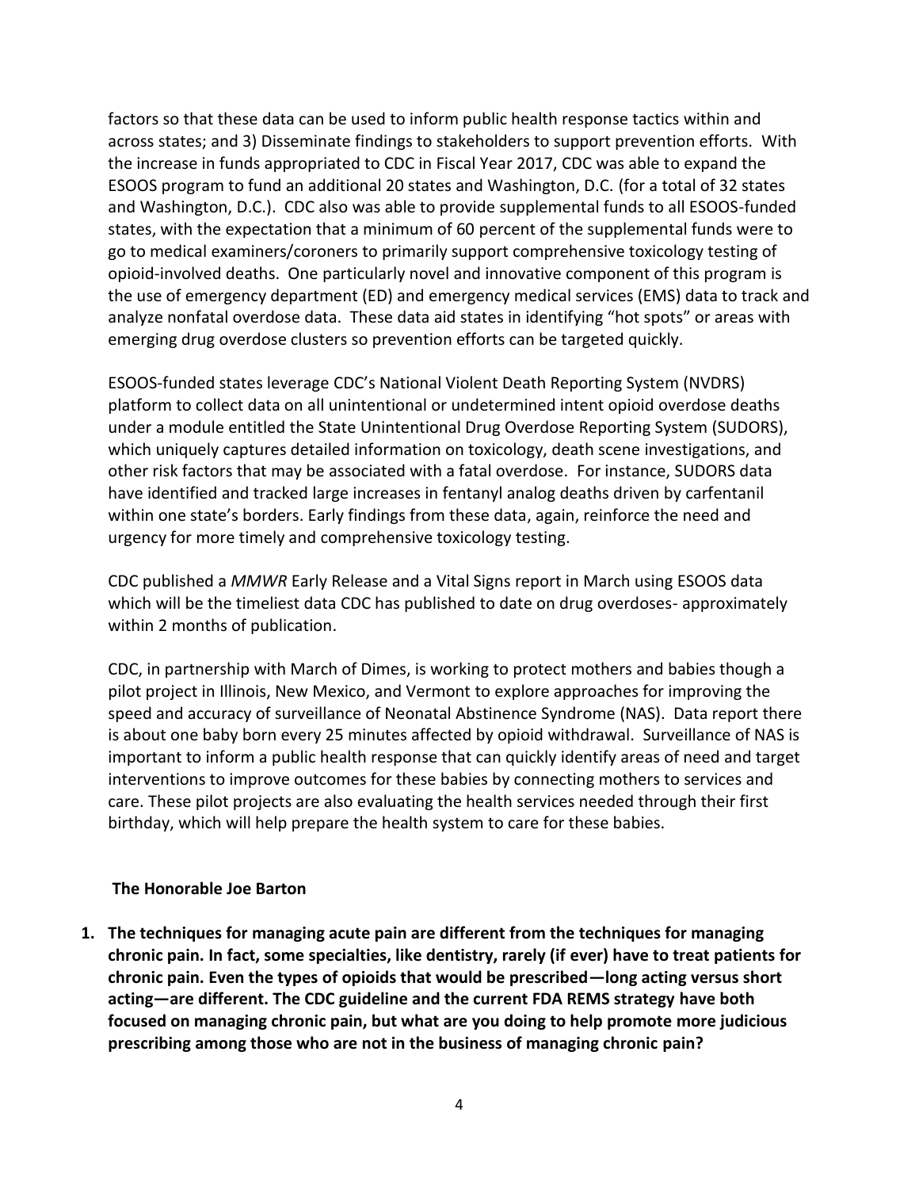factors so that these data can be used to inform public health response tactics within and across states; and 3) Disseminate findings to stakeholders to support prevention efforts. With the increase in funds appropriated to CDC in Fiscal Year 2017, CDC was able to expand the ESOOS program to fund an additional 20 states and Washington, D.C. (for a total of 32 states and Washington, D.C.). CDC also was able to provide supplemental funds to all ESOOS-funded states, with the expectation that a minimum of 60 percent of the supplemental funds were to go to medical examiners/coroners to primarily support comprehensive toxicology testing of opioid-involved deaths. One particularly novel and innovative component of this program is the use of emergency department (ED) and emergency medical services (EMS) data to track and analyze nonfatal overdose data. These data aid states in identifying "hot spots" or areas with emerging drug overdose clusters so prevention efforts can be targeted quickly.

ESOOS-funded states leverage CDC's National Violent Death Reporting System (NVDRS) platform to collect data on all unintentional or undetermined intent opioid overdose deaths under a module entitled the State Unintentional Drug Overdose Reporting System (SUDORS), which uniquely captures detailed information on toxicology, death scene investigations, and other risk factors that may be associated with a fatal overdose. For instance, SUDORS data have identified and tracked large increases in fentanyl analog deaths driven by carfentanil within one state's borders. Early findings from these data, again, reinforce the need and urgency for more timely and comprehensive toxicology testing.

CDC published a *MMWR* Early Release and a Vital Signs report in March using ESOOS data which will be the timeliest data CDC has published to date on drug overdoses- approximately within 2 months of publication.

CDC, in partnership with March of Dimes, is working to protect mothers and babies though a pilot project in Illinois, New Mexico, and Vermont to explore approaches for improving the speed and accuracy of surveillance of Neonatal Abstinence Syndrome (NAS). Data report there is about one baby born every 25 minutes affected by opioid withdrawal. Surveillance of NAS is important to inform a public health response that can quickly identify areas of need and target interventions to improve outcomes for these babies by connecting mothers to services and care. These pilot projects are also evaluating the health services needed through their first birthday, which will help prepare the health system to care for these babies.

**The Honorable Joe Barton**

1. **The techniques for managing acute pain are different from the techniques for managing chronic pain. In fact, some specialties, like dentistry, rarely (if ever) have to treat patients for chronic pain. Even the types of opioids that would be prescribed—long acting versus short acting—are different. The CDC guideline and the current FDA REMS strategy have both focused on managing chronic pain, but what are you doing to help promote more judicious prescribing among those who are not in the business of managing chronic pain?**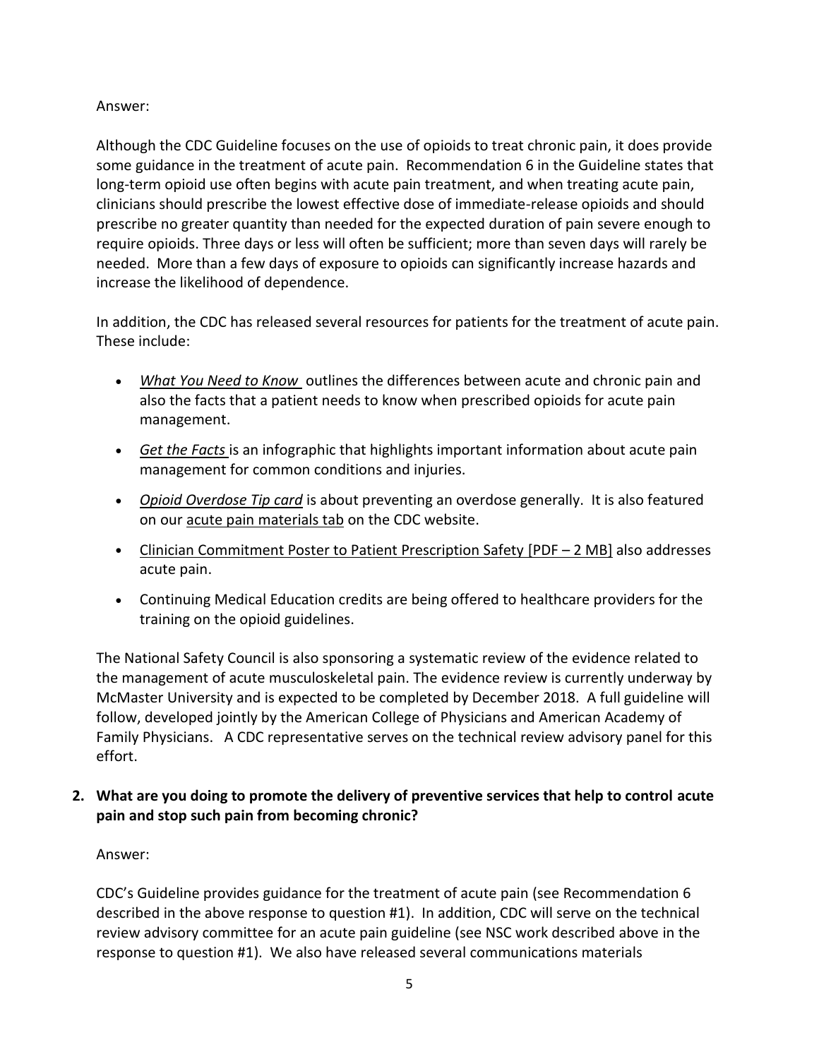Answer:

Although the CDC Guideline focuses on the use of opioids to treat chronic pain, it does provide some guidance in the treatment of acute pain. Recommendation 6 in the Guideline states that long-term opioid use often begins with acute pain treatment, and when treating acute pain, clinicians should prescribe the lowest effective dose of immediate-release opioids and should prescribe no greater quantity than needed for the expected duration of pain severe enough to require opioids. Three days or less will often be sufficient; more than seven days will rarely be needed. More than a few days of exposure to opioids can significantly increase hazards and increase the likelihood of dependence.

In addition, the CDC has released several resources for patients for the treatment of acute pain. These include:

- *What You Need to Know* outlines the differences between acute and chronic pain and also the facts that a patient needs to know when prescribed opioids for acute pain management.
- *Get the Facts* is an infographic that highlights important information about acute pain management for common conditions and injuries.
- *Opioid Overdose Tip card* is about preventing an overdose generally. It is also featured on our acute pain materials tab on the CDC website.
- Clinician Commitment Poster to Patient Prescription Safety [PDF – 2 MB] also addresses acute pain.
- Continuing Medical Education credits are being offered to healthcare providers for the training on the opioid guidelines.

The National Safety Council is also sponsoring a systematic review of the evidence related to the management of acute musculoskeletal pain. The evidence review is currently underway by McMaster University and is expected to be completed by December 2018. A full guideline will follow, developed jointly by the American College of Physicians and American Academy of Family Physicians. A CDC representative serves on the technical review advisory panel for this effort.

**2. What are you doing to promote the delivery of preventive services that help to control acute pain and stop such pain from becoming chronic?**

Answer:

CDC's Guideline provides guidance for the treatment of acute pain (see Recommendation 6 described in the above response to question #1). In addition, CDC will serve on the technical review advisory committee for an acute pain guideline (see NSC work described above in the response to question #1). We also have released several communications materials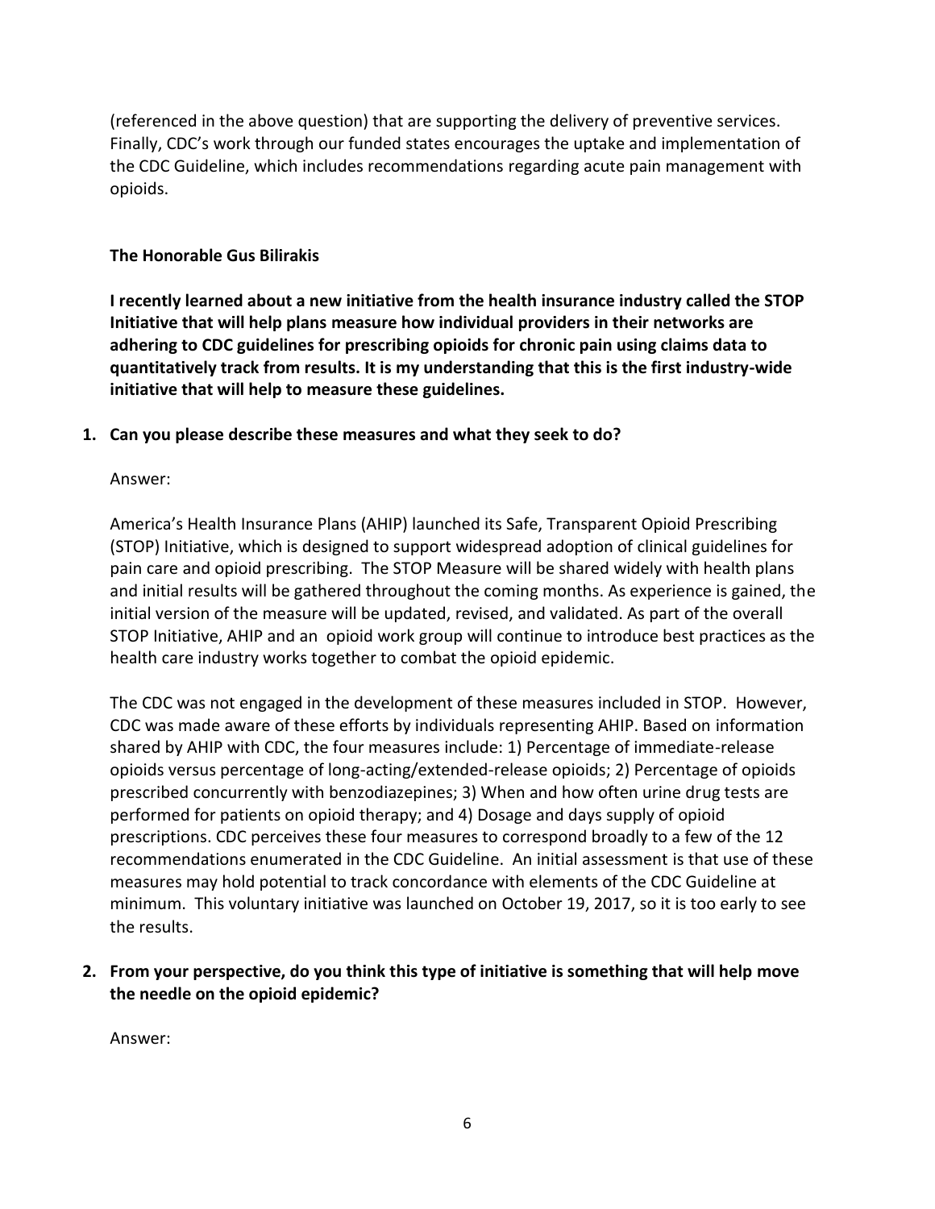(referenced in the above question) that are supporting the delivery of preventive services. Finally, CDC's work through our funded states encourages the uptake and implementation of the CDC Guideline, which includes recommendations regarding acute pain management with opioids.

**The Honorable Gus Bilirakis**

**I recently learned about a new initiative from the health insurance industry called the STOP Initiative that will help plans measure how individual providers in their networks are adhering to CDC guidelines for prescribing opioids for chronic pain using claims data to quantitatively track from results. It is my understanding that this is the first industry-wide initiative that will help to measure these guidelines.**

1. **Can you please describe these measures and what they seek to do?**

   Answer:

   America's Health Insurance Plans (AHIP) launched its Safe, Transparent Opioid Prescribing (STOP) Initiative, which is designed to support widespread adoption of clinical guidelines for pain care and opioid prescribing. The STOP Measure will be shared widely with health plans and initial results will be gathered throughout the coming months. As experience is gained, the initial version of the measure will be updated, revised, and validated. As part of the overall STOP Initiative, AHIP and an opioid work group will continue to introduce best practices as the health care industry works together to combat the opioid epidemic.

   The CDC was not engaged in the development of these measures included in STOP. However, CDC was made aware of these efforts by individuals representing AHIP. Based on information shared by AHIP with CDC, the four measures include: 1) Percentage of immediate-release opioids versus percentage of long-acting/extended-release opioids; 2) Percentage of opioids prescribed concurrently with benzodiazepines; 3) When and how often urine drug tests are performed for patients on opioid therapy; and 4) Dosage and days supply of opioid prescriptions. CDC perceives these four measures to correspond broadly to a few of the 12 recommendations enumerated in the CDC Guideline. An initial assessment is that use of these measures may hold potential to track concordance with elements of the CDC Guideline at minimum. This voluntary initiative was launched on October 19, 2017, so it is too early to see the results.

2. **From your perspective, do you think this type of initiative is something that will help move the needle on the opioid epidemic?**

   Answer: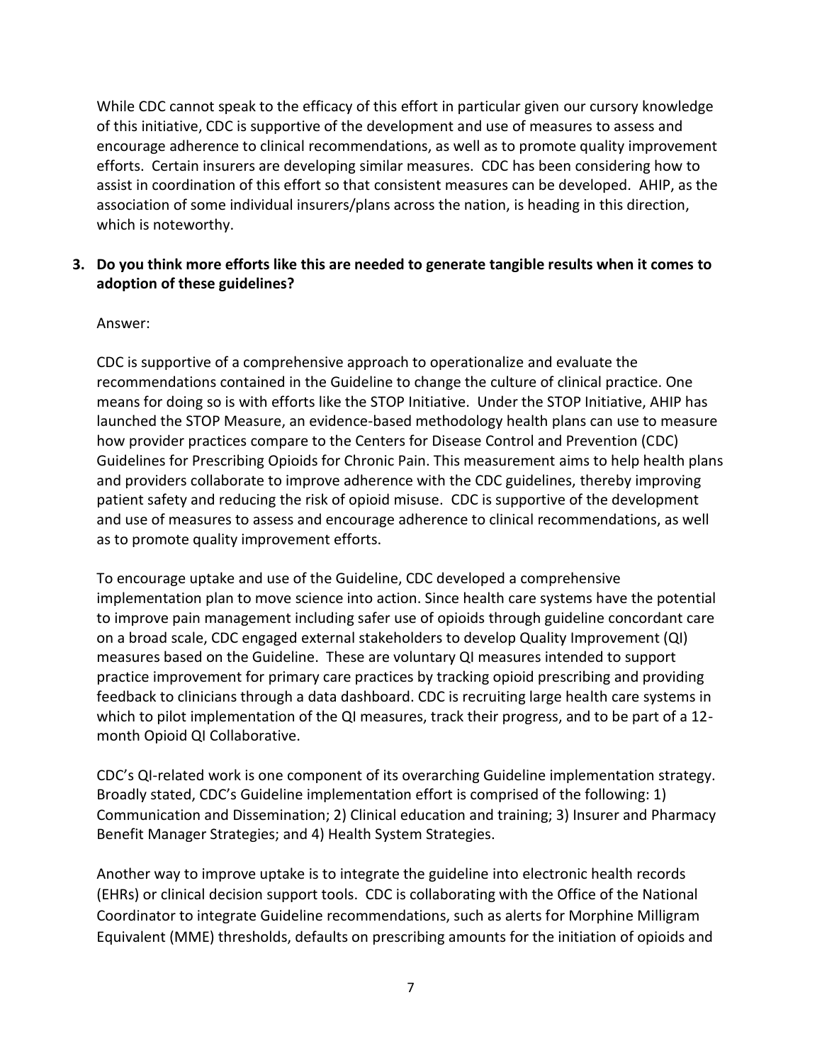While CDC cannot speak to the efficacy of this effort in particular given our cursory knowledge of this initiative, CDC is supportive of the development and use of measures to assess and encourage adherence to clinical recommendations, as well as to promote quality improvement efforts. Certain insurers are developing similar measures. CDC has been considering how to assist in coordination of this effort so that consistent measures can be developed. AHIP, as the association of some individual insurers/plans across the nation, is heading in this direction, which is noteworthy.

**3. Do you think more efforts like this are needed to generate tangible results when it comes to adoption of these guidelines?**

Answer:

CDC is supportive of a comprehensive approach to operationalize and evaluate the recommendations contained in the Guideline to change the culture of clinical practice. One means for doing so is with efforts like the STOP Initiative. Under the STOP Initiative, AHIP has launched the STOP Measure, an evidence-based methodology health plans can use to measure how provider practices compare to the Centers for Disease Control and Prevention (CDC) Guidelines for Prescribing Opioids for Chronic Pain. This measurement aims to help health plans and providers collaborate to improve adherence with the CDC guidelines, thereby improving patient safety and reducing the risk of opioid misuse. CDC is supportive of the development and use of measures to assess and encourage adherence to clinical recommendations, as well as to promote quality improvement efforts.

To encourage uptake and use of the Guideline, CDC developed a comprehensive implementation plan to move science into action. Since health care systems have the potential to improve pain management including safer use of opioids through guideline concordant care on a broad scale, CDC engaged external stakeholders to develop Quality Improvement (QI) measures based on the Guideline. These are voluntary QI measures intended to support practice improvement for primary care practices by tracking opioid prescribing and providing feedback to clinicians through a data dashboard. CDC is recruiting large health care systems in which to pilot implementation of the QI measures, track their progress, and to be part of a 12-month Opioid QI Collaborative.

CDC's QI-related work is one component of its overarching Guideline implementation strategy. Broadly stated, CDC's Guideline implementation effort is comprised of the following: 1) Communication and Dissemination; 2) Clinical education and training; 3) Insurer and Pharmacy Benefit Manager Strategies; and 4) Health System Strategies.

Another way to improve uptake is to integrate the guideline into electronic health records (EHRs) or clinical decision support tools. CDC is collaborating with the Office of the National Coordinator to integrate Guideline recommendations, such as alerts for Morphine Milligram Equivalent (MME) thresholds, defaults on prescribing amounts for the initiation of opioids and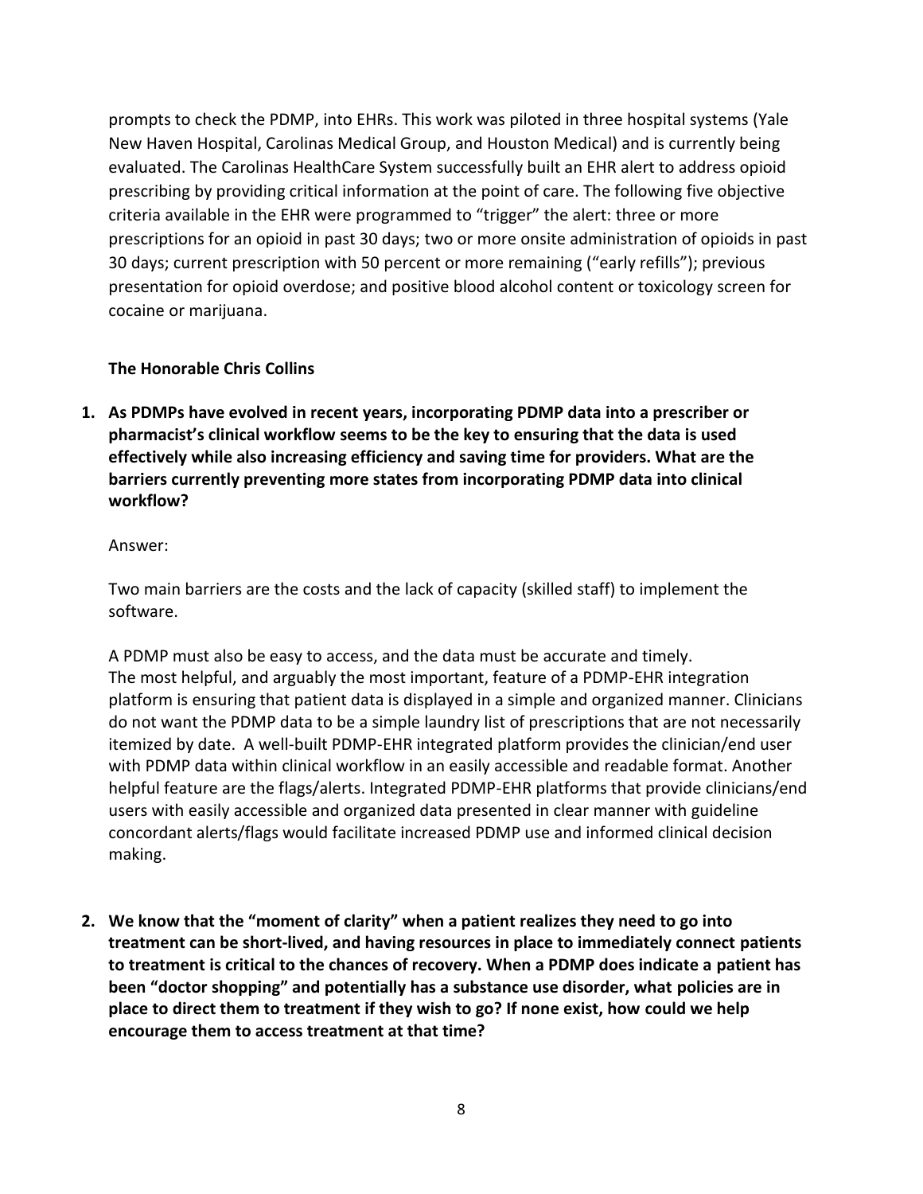prompts to check the PDMP, into EHRs. This work was piloted in three hospital systems (Yale New Haven Hospital, Carolinas Medical Group, and Houston Medical) and is currently being evaluated. The Carolinas HealthCare System successfully built an EHR alert to address opioid prescribing by providing critical information at the point of care. The following five objective criteria available in the EHR were programmed to "trigger" the alert: three or more prescriptions for an opioid in past 30 days; two or more onsite administration of opioids in past 30 days; current prescription with 50 percent or more remaining ("early refills"); previous presentation for opioid overdose; and positive blood alcohol content or toxicology screen for cocaine or marijuana.

**The Honorable Chris Collins**

1. **As PDMPs have evolved in recent years, incorporating PDMP data into a prescriber or pharmacist's clinical workflow seems to be the key to ensuring that the data is used effectively while also increasing efficiency and saving time for providers. What are the barriers currently preventing more states from incorporating PDMP data into clinical workflow?**

   Answer:

   Two main barriers are the costs and the lack of capacity (skilled staff) to implement the software.

   A PDMP must also be easy to access, and the data must be accurate and timely. The most helpful, and arguably the most important, feature of a PDMP-EHR integration platform is ensuring that patient data is displayed in a simple and organized manner. Clinicians do not want the PDMP data to be a simple laundry list of prescriptions that are not necessarily itemized by date. A well-built PDMP-EHR integrated platform provides the clinician/end user with PDMP data within clinical workflow in an easily accessible and readable format. Another helpful feature are the flags/alerts. Integrated PDMP-EHR platforms that provide clinicians/end users with easily accessible and organized data presented in clear manner with guideline concordant alerts/flags would facilitate increased PDMP use and informed clinical decision making.

2. **We know that the "moment of clarity" when a patient realizes they need to go into treatment can be short-lived, and having resources in place to immediately connect patients to treatment is critical to the chances of recovery. When a PDMP does indicate a patient has been "doctor shopping" and potentially has a substance use disorder, what policies are in place to direct them to treatment if they wish to go? If none exist, how could we help encourage them to access treatment at that time?**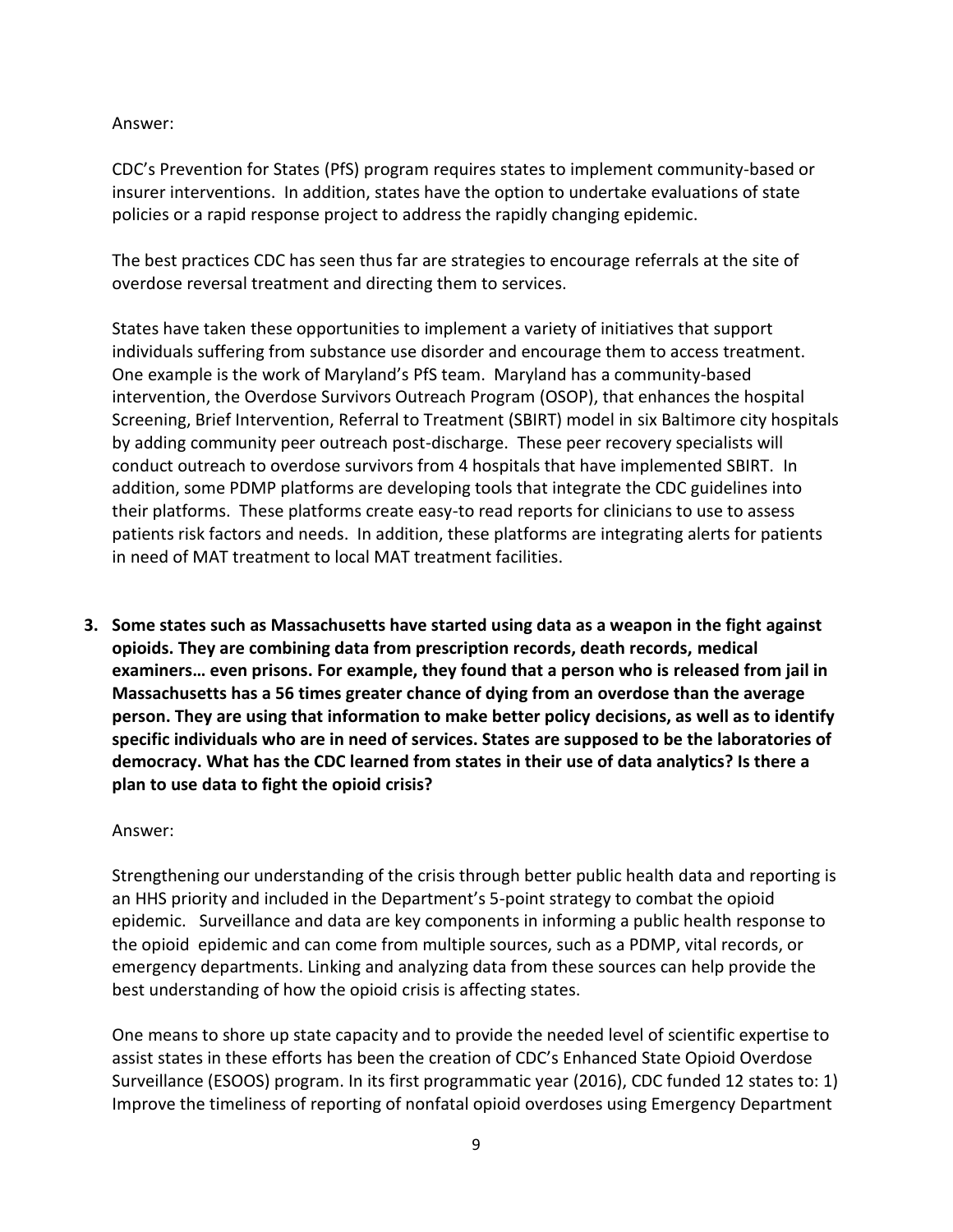Answer:

CDC's Prevention for States (PfS) program requires states to implement community-based or insurer interventions. In addition, states have the option to undertake evaluations of state policies or a rapid response project to address the rapidly changing epidemic.

The best practices CDC has seen thus far are strategies to encourage referrals at the site of overdose reversal treatment and directing them to services.

States have taken these opportunities to implement a variety of initiatives that support individuals suffering from substance use disorder and encourage them to access treatment. One example is the work of Maryland's PfS team. Maryland has a community-based intervention, the Overdose Survivors Outreach Program (OSOP), that enhances the hospital Screening, Brief Intervention, Referral to Treatment (SBIRT) model in six Baltimore city hospitals by adding community peer outreach post-discharge. These peer recovery specialists will conduct outreach to overdose survivors from 4 hospitals that have implemented SBIRT. In addition, some PDMP platforms are developing tools that integrate the CDC guidelines into their platforms. These platforms create easy-to read reports for clinicians to use to assess patients risk factors and needs. In addition, these platforms are integrating alerts for patients in need of MAT treatment to local MAT treatment facilities.

3. **Some states such as Massachusetts have started using data as a weapon in the fight against opioids. They are combining data from prescription records, death records, medical examiners… even prisons. For example, they found that a person who is released from jail in Massachusetts has a 56 times greater chance of dying from an overdose than the average person. They are using that information to make better policy decisions, as well as to identify specific individuals who are in need of services. States are supposed to be the laboratories of democracy. What has the CDC learned from states in their use of data analytics? Is there a plan to use data to fight the opioid crisis?**

Answer:

Strengthening our understanding of the crisis through better public health data and reporting is an HHS priority and included in the Department's 5-point strategy to combat the opioid epidemic. Surveillance and data are key components in informing a public health response to the opioid epidemic and can come from multiple sources, such as a PDMP, vital records, or emergency departments. Linking and analyzing data from these sources can help provide the best understanding of how the opioid crisis is affecting states.

One means to shore up state capacity and to provide the needed level of scientific expertise to assist states in these efforts has been the creation of CDC's Enhanced State Opioid Overdose Surveillance (ESOOS) program. In its first programmatic year (2016), CDC funded 12 states to: 1) Improve the timeliness of reporting of nonfatal opioid overdoses using Emergency Department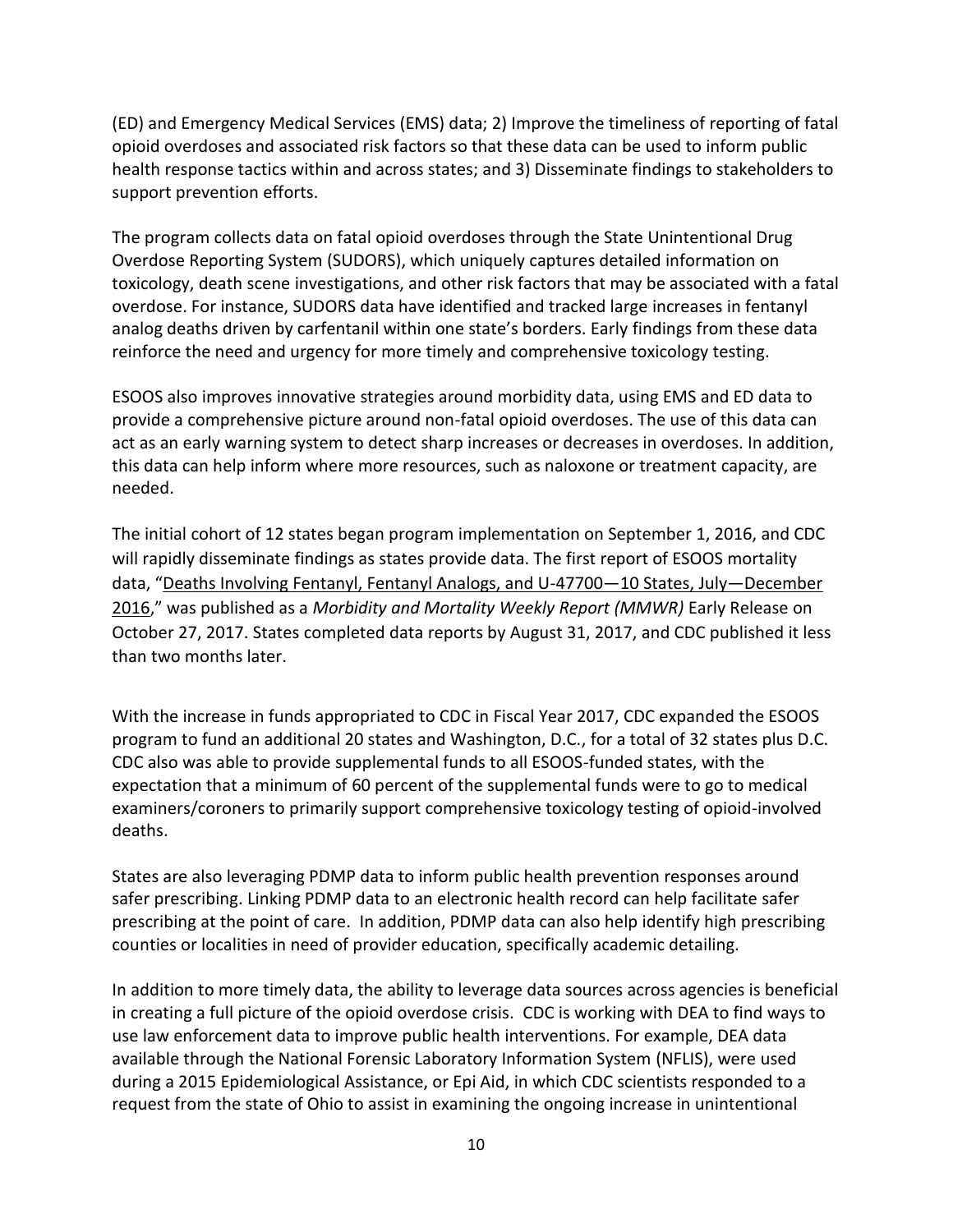(ED) and Emergency Medical Services (EMS) data; 2) Improve the timeliness of reporting of fatal opioid overdoses and associated risk factors so that these data can be used to inform public health response tactics within and across states; and 3) Disseminate findings to stakeholders to support prevention efforts.

The program collects data on fatal opioid overdoses through the State Unintentional Drug Overdose Reporting System (SUDORS), which uniquely captures detailed information on toxicology, death scene investigations, and other risk factors that may be associated with a fatal overdose. For instance, SUDORS data have identified and tracked large increases in fentanyl analog deaths driven by carfentanil within one state's borders. Early findings from these data reinforce the need and urgency for more timely and comprehensive toxicology testing.

ESOOS also improves innovative strategies around morbidity data, using EMS and ED data to provide a comprehensive picture around non-fatal opioid overdoses. The use of this data can act as an early warning system to detect sharp increases or decreases in overdoses. In addition, this data can help inform where more resources, such as naloxone or treatment capacity, are needed.

The initial cohort of 12 states began program implementation on September 1, 2016, and CDC will rapidly disseminate findings as states provide data. The first report of ESOOS mortality data, "Deaths Involving Fentanyl, Fentanyl Analogs, and U-47700—10 States, July—December 2016," was published as a *Morbidity and Mortality Weekly Report (MMWR)* Early Release on October 27, 2017. States completed data reports by August 31, 2017, and CDC published it less than two months later.

With the increase in funds appropriated to CDC in Fiscal Year 2017, CDC expanded the ESOOS program to fund an additional 20 states and Washington, D.C., for a total of 32 states plus D.C. CDC also was able to provide supplemental funds to all ESOOS-funded states, with the expectation that a minimum of 60 percent of the supplemental funds were to go to medical examiners/coroners to primarily support comprehensive toxicology testing of opioid-involved deaths.

States are also leveraging PDMP data to inform public health prevention responses around safer prescribing. Linking PDMP data to an electronic health record can help facilitate safer prescribing at the point of care. In addition, PDMP data can also help identify high prescribing counties or localities in need of provider education, specifically academic detailing.

In addition to more timely data, the ability to leverage data sources across agencies is beneficial in creating a full picture of the opioid overdose crisis. CDC is working with DEA to find ways to use law enforcement data to improve public health interventions. For example, DEA data available through the National Forensic Laboratory Information System (NFLIS), were used during a 2015 Epidemiological Assistance, or Epi Aid, in which CDC scientists responded to a request from the state of Ohio to assist in examining the ongoing increase in unintentional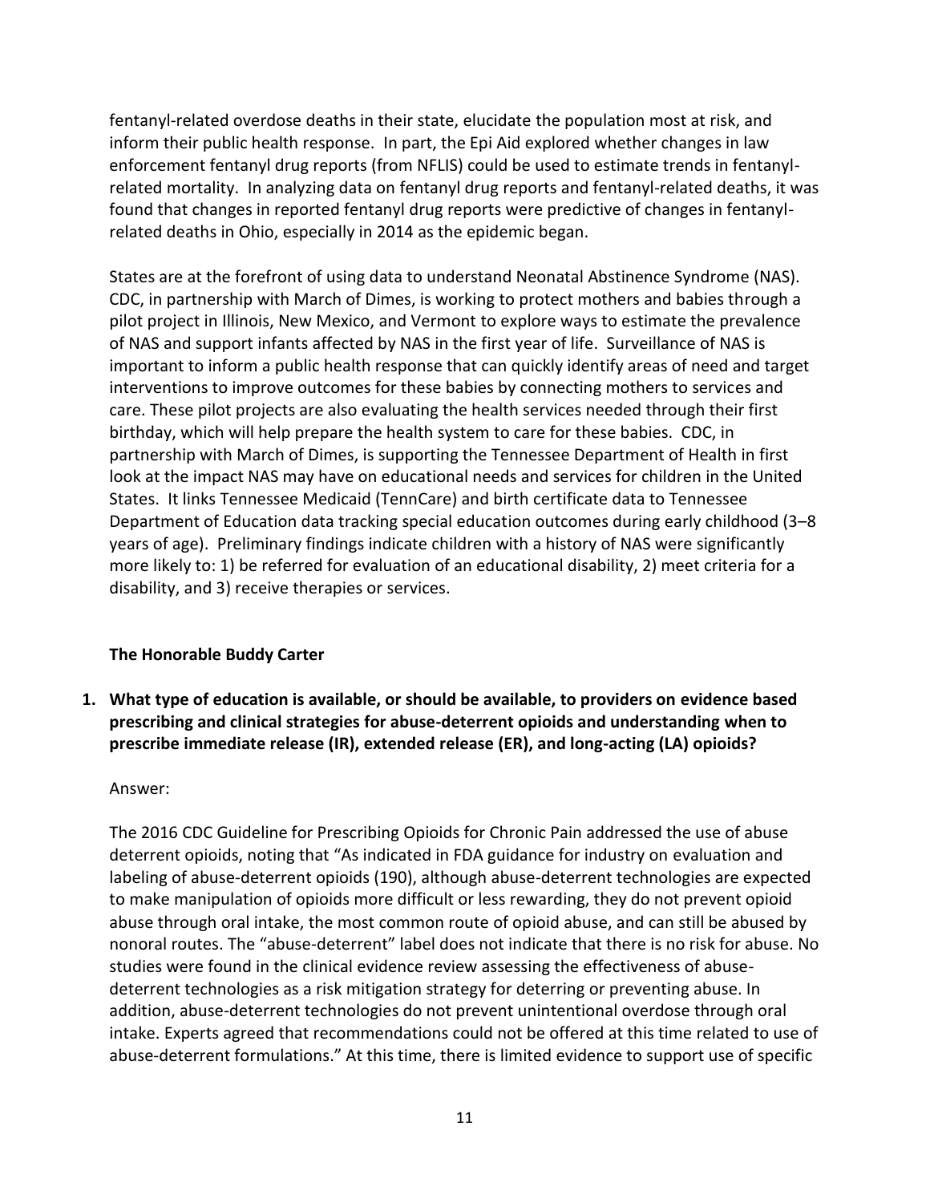fentanyl-related overdose deaths in their state, elucidate the population most at risk, and inform their public health response. In part, the Epi Aid explored whether changes in law enforcement fentanyl drug reports (from NFLIS) could be used to estimate trends in fentanyl-related mortality. In analyzing data on fentanyl drug reports and fentanyl-related deaths, it was found that changes in reported fentanyl drug reports were predictive of changes in fentanyl-related deaths in Ohio, especially in 2014 as the epidemic began.

States are at the forefront of using data to understand Neonatal Abstinence Syndrome (NAS). CDC, in partnership with March of Dimes, is working to protect mothers and babies through a pilot project in Illinois, New Mexico, and Vermont to explore ways to estimate the prevalence of NAS and support infants affected by NAS in the first year of life. Surveillance of NAS is important to inform a public health response that can quickly identify areas of need and target interventions to improve outcomes for these babies by connecting mothers to services and care. These pilot projects are also evaluating the health services needed through their first birthday, which will help prepare the health system to care for these babies. CDC, in partnership with March of Dimes, is supporting the Tennessee Department of Health in first look at the impact NAS may have on educational needs and services for children in the United States. It links Tennessee Medicaid (TennCare) and birth certificate data to Tennessee Department of Education data tracking special education outcomes during early childhood (3–8 years of age). Preliminary findings indicate children with a history of NAS were significantly more likely to: 1) be referred for evaluation of an educational disability, 2) meet criteria for a disability, and 3) receive therapies or services.

**The Honorable Buddy Carter**

**1. What type of education is available, or should be available, to providers on evidence based prescribing and clinical strategies for abuse-deterrent opioids and understanding when to prescribe immediate release (IR), extended release (ER), and long-acting (LA) opioids?**

Answer:

The 2016 CDC Guideline for Prescribing Opioids for Chronic Pain addressed the use of abuse deterrent opioids, noting that "As indicated in FDA guidance for industry on evaluation and labeling of abuse-deterrent opioids (190), although abuse-deterrent technologies are expected to make manipulation of opioids more difficult or less rewarding, they do not prevent opioid abuse through oral intake, the most common route of opioid abuse, and can still be abused by nonoral routes. The "abuse-deterrent" label does not indicate that there is no risk for abuse. No studies were found in the clinical evidence review assessing the effectiveness of abuse-deterrent technologies as a risk mitigation strategy for deterring or preventing abuse. In addition, abuse-deterrent technologies do not prevent unintentional overdose through oral intake. Experts agreed that recommendations could not be offered at this time related to use of abuse-deterrent formulations." At this time, there is limited evidence to support use of specific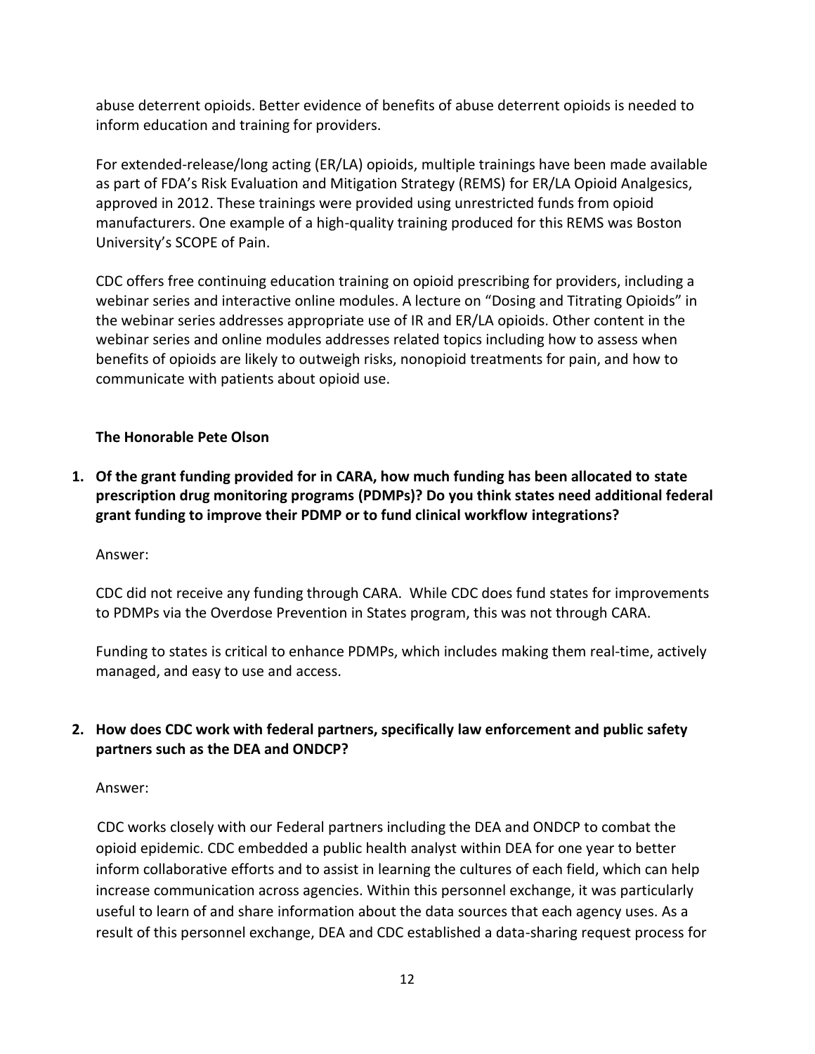abuse deterrent opioids. Better evidence of benefits of abuse deterrent opioids is needed to inform education and training for providers.

For extended-release/long acting (ER/LA) opioids, multiple trainings have been made available as part of FDA's Risk Evaluation and Mitigation Strategy (REMS) for ER/LA Opioid Analgesics, approved in 2012. These trainings were provided using unrestricted funds from opioid manufacturers. One example of a high-quality training produced for this REMS was Boston University's SCOPE of Pain.

CDC offers free continuing education training on opioid prescribing for providers, including a webinar series and interactive online modules. A lecture on "Dosing and Titrating Opioids" in the webinar series addresses appropriate use of IR and ER/LA opioids. Other content in the webinar series and online modules addresses related topics including how to assess when benefits of opioids are likely to outweigh risks, nonopioid treatments for pain, and how to communicate with patients about opioid use.

**The Honorable Pete Olson**

1. **Of the grant funding provided for in CARA, how much funding has been allocated to state prescription drug monitoring programs (PDMPs)? Do you think states need additional federal grant funding to improve their PDMP or to fund clinical workflow integrations?**

   Answer:

   CDC did not receive any funding through CARA. While CDC does fund states for improvements to PDMPs via the Overdose Prevention in States program, this was not through CARA.

   Funding to states is critical to enhance PDMPs, which includes making them real-time, actively managed, and easy to use and access.

2. **How does CDC work with federal partners, specifically law enforcement and public safety partners such as the DEA and ONDCP?**

   Answer:

   CDC works closely with our Federal partners including the DEA and ONDCP to combat the opioid epidemic. CDC embedded a public health analyst within DEA for one year to better inform collaborative efforts and to assist in learning the cultures of each field, which can help increase communication across agencies. Within this personnel exchange, it was particularly useful to learn of and share information about the data sources that each agency uses. As a result of this personnel exchange, DEA and CDC established a data-sharing request process for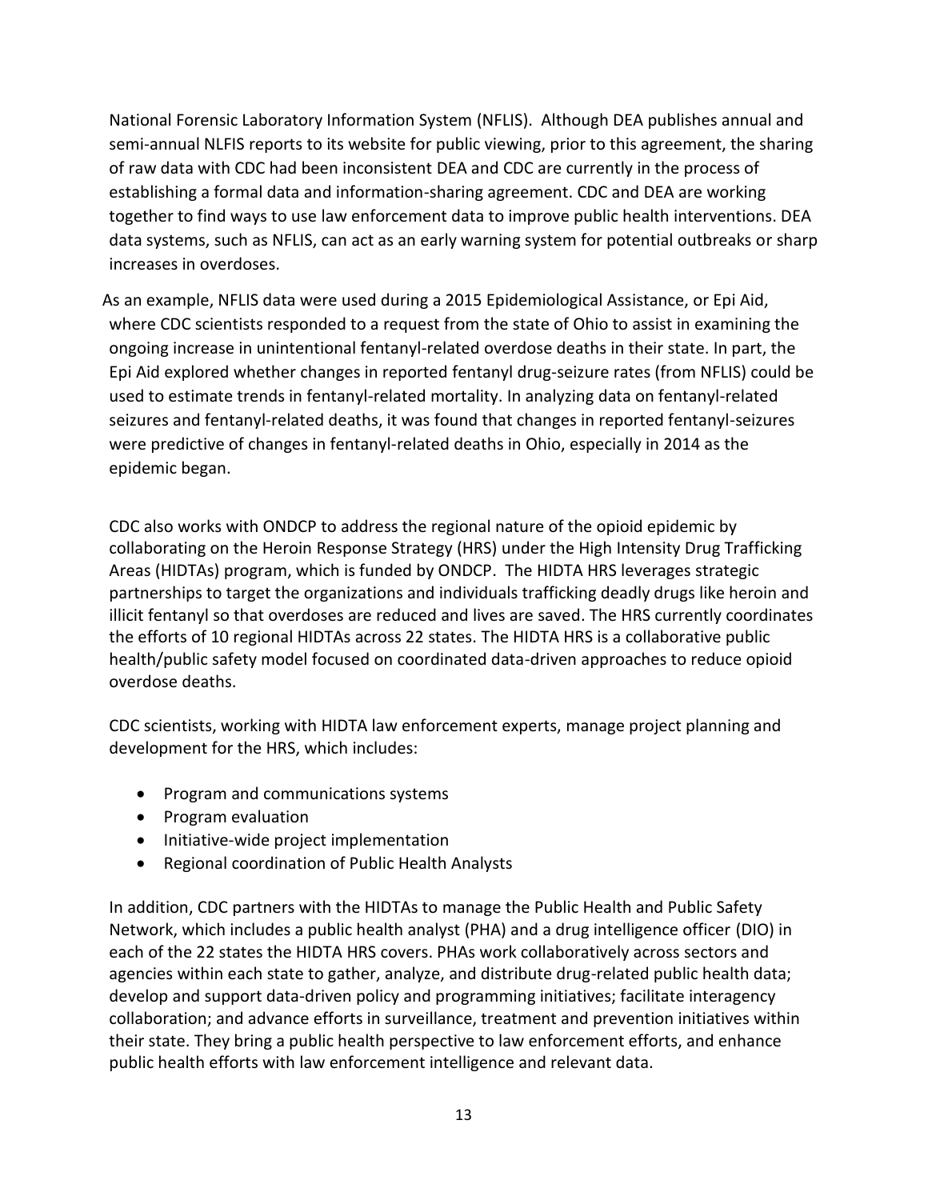National Forensic Laboratory Information System (NFLIS). Although DEA publishes annual and semi-annual NLFIS reports to its website for public viewing, prior to this agreement, the sharing of raw data with CDC had been inconsistent DEA and CDC are currently in the process of establishing a formal data and information-sharing agreement. CDC and DEA are working together to find ways to use law enforcement data to improve public health interventions. DEA data systems, such as NFLIS, can act as an early warning system for potential outbreaks or sharp increases in overdoses.

As an example, NFLIS data were used during a 2015 Epidemiological Assistance, or Epi Aid, where CDC scientists responded to a request from the state of Ohio to assist in examining the ongoing increase in unintentional fentanyl-related overdose deaths in their state. In part, the Epi Aid explored whether changes in reported fentanyl drug-seizure rates (from NFLIS) could be used to estimate trends in fentanyl-related mortality. In analyzing data on fentanyl-related seizures and fentanyl-related deaths, it was found that changes in reported fentanyl-seizures were predictive of changes in fentanyl-related deaths in Ohio, especially in 2014 as the epidemic began.

CDC also works with ONDCP to address the regional nature of the opioid epidemic by collaborating on the Heroin Response Strategy (HRS) under the High Intensity Drug Trafficking Areas (HIDTAs) program, which is funded by ONDCP. The HIDTA HRS leverages strategic partnerships to target the organizations and individuals trafficking deadly drugs like heroin and illicit fentanyl so that overdoses are reduced and lives are saved. The HRS currently coordinates the efforts of 10 regional HIDTAs across 22 states. The HIDTA HRS is a collaborative public health/public safety model focused on coordinated data-driven approaches to reduce opioid overdose deaths.

CDC scientists, working with HIDTA law enforcement experts, manage project planning and development for the HRS, which includes:

- Program and communications systems
- Program evaluation
- Initiative-wide project implementation
- Regional coordination of Public Health Analysts

In addition, CDC partners with the HIDTAs to manage the Public Health and Public Safety Network, which includes a public health analyst (PHA) and a drug intelligence officer (DIO) in each of the 22 states the HIDTA HRS covers. PHAs work collaboratively across sectors and agencies within each state to gather, analyze, and distribute drug-related public health data; develop and support data-driven policy and programming initiatives; facilitate interagency collaboration; and advance efforts in surveillance, treatment and prevention initiatives within their state. They bring a public health perspective to law enforcement efforts, and enhance public health efforts with law enforcement intelligence and relevant data.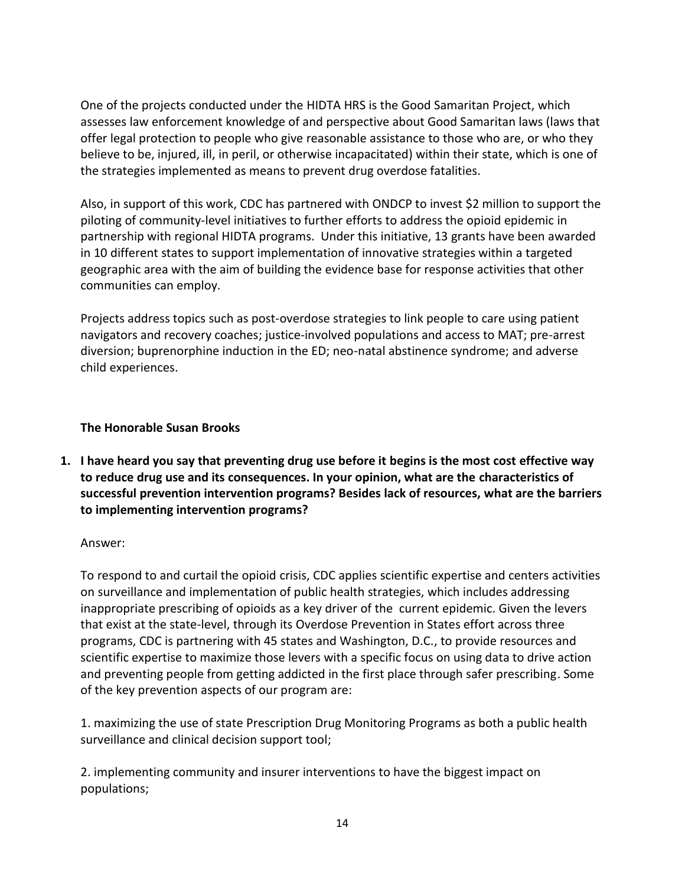One of the projects conducted under the HIDTA HRS is the Good Samaritan Project, which assesses law enforcement knowledge of and perspective about Good Samaritan laws (laws that offer legal protection to people who give reasonable assistance to those who are, or who they believe to be, injured, ill, in peril, or otherwise incapacitated) within their state, which is one of the strategies implemented as means to prevent drug overdose fatalities.

Also, in support of this work, CDC has partnered with ONDCP to invest $2 million to support the piloting of community-level initiatives to further efforts to address the opioid epidemic in partnership with regional HIDTA programs. Under this initiative, 13 grants have been awarded in 10 different states to support implementation of innovative strategies within a targeted geographic area with the aim of building the evidence base for response activities that other communities can employ.

Projects address topics such as post-overdose strategies to link people to care using patient navigators and recovery coaches; justice-involved populations and access to MAT; pre-arrest diversion; buprenorphine induction in the ED; neo-natal abstinence syndrome; and adverse child experiences.

**The Honorable Susan Brooks**

**1. I have heard you say that preventing drug use before it begins is the most cost effective way to reduce drug use and its consequences. In your opinion, what are the characteristics of successful prevention intervention programs? Besides lack of resources, what are the barriers to implementing intervention programs?**

Answer:

To respond to and curtail the opioid crisis, CDC applies scientific expertise and centers activities on surveillance and implementation of public health strategies, which includes addressing inappropriate prescribing of opioids as a key driver of the current epidemic. Given the levers that exist at the state-level, through its Overdose Prevention in States effort across three programs, CDC is partnering with 45 states and Washington, D.C., to provide resources and scientific expertise to maximize those levers with a specific focus on using data to drive action and preventing people from getting addicted in the first place through safer prescribing. Some of the key prevention aspects of our program are:

1. maximizing the use of state Prescription Drug Monitoring Programs as both a public health surveillance and clinical decision support tool;

2. implementing community and insurer interventions to have the biggest impact on populations;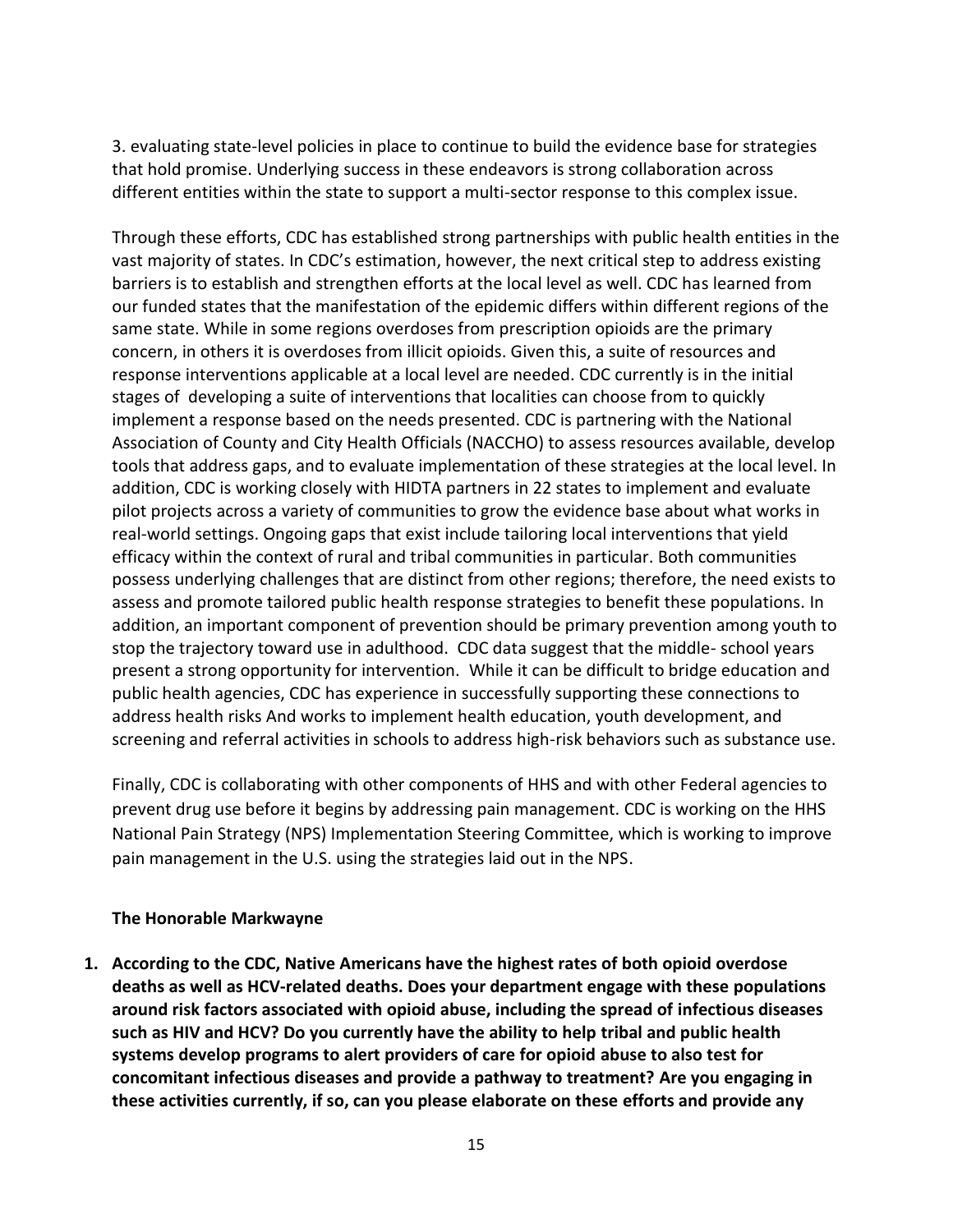3. evaluating state-level policies in place to continue to build the evidence base for strategies that hold promise. Underlying success in these endeavors is strong collaboration across different entities within the state to support a multi-sector response to this complex issue.

Through these efforts, CDC has established strong partnerships with public health entities in the vast majority of states. In CDC's estimation, however, the next critical step to address existing barriers is to establish and strengthen efforts at the local level as well. CDC has learned from our funded states that the manifestation of the epidemic differs within different regions of the same state. While in some regions overdoses from prescription opioids are the primary concern, in others it is overdoses from illicit opioids. Given this, a suite of resources and response interventions applicable at a local level are needed. CDC currently is in the initial stages of developing a suite of interventions that localities can choose from to quickly implement a response based on the needs presented. CDC is partnering with the National Association of County and City Health Officials (NACCHO) to assess resources available, develop tools that address gaps, and to evaluate implementation of these strategies at the local level. In addition, CDC is working closely with HIDTA partners in 22 states to implement and evaluate pilot projects across a variety of communities to grow the evidence base about what works in real-world settings. Ongoing gaps that exist include tailoring local interventions that yield efficacy within the context of rural and tribal communities in particular. Both communities possess underlying challenges that are distinct from other regions; therefore, the need exists to assess and promote tailored public health response strategies to benefit these populations. In addition, an important component of prevention should be primary prevention among youth to stop the trajectory toward use in adulthood. CDC data suggest that the middle- school years present a strong opportunity for intervention. While it can be difficult to bridge education and public health agencies, CDC has experience in successfully supporting these connections to address health risks And works to implement health education, youth development, and screening and referral activities in schools to address high-risk behaviors such as substance use.

Finally, CDC is collaborating with other components of HHS and with other Federal agencies to prevent drug use before it begins by addressing pain management. CDC is working on the HHS National Pain Strategy (NPS) Implementation Steering Committee, which is working to improve pain management in the U.S. using the strategies laid out in the NPS.

**The Honorable Markwayne**

1. **According to the CDC, Native Americans have the highest rates of both opioid overdose deaths as well as HCV-related deaths. Does your department engage with these populations around risk factors associated with opioid abuse, including the spread of infectious diseases such as HIV and HCV? Do you currently have the ability to help tribal and public health systems develop programs to alert providers of care for opioid abuse to also test for concomitant infectious diseases and provide a pathway to treatment? Are you engaging in these activities currently, if so, can you please elaborate on these efforts and provide any**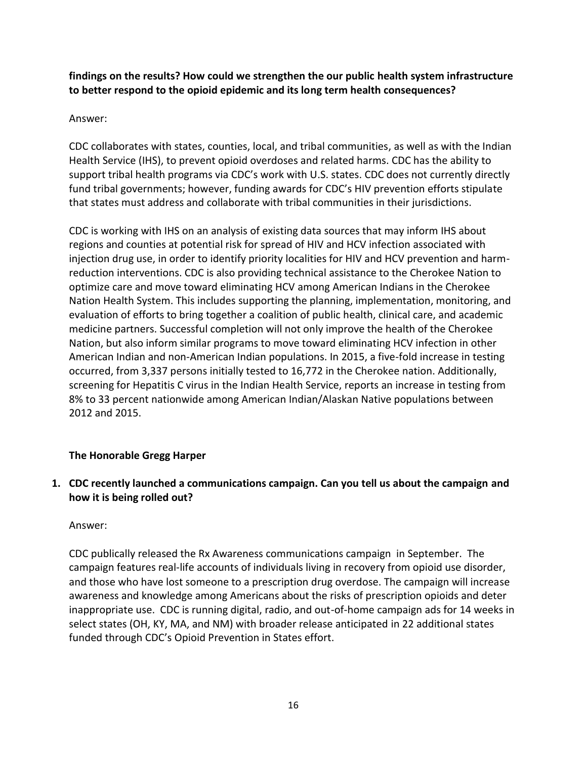**findings on the results? How could we strengthen the our public health system infrastructure to better respond to the opioid epidemic and its long term health consequences?**

Answer:

CDC collaborates with states, counties, local, and tribal communities, as well as with the Indian Health Service (IHS), to prevent opioid overdoses and related harms. CDC has the ability to support tribal health programs via CDC's work with U.S. states. CDC does not currently directly fund tribal governments; however, funding awards for CDC's HIV prevention efforts stipulate that states must address and collaborate with tribal communities in their jurisdictions.

CDC is working with IHS on an analysis of existing data sources that may inform IHS about regions and counties at potential risk for spread of HIV and HCV infection associated with injection drug use, in order to identify priority localities for HIV and HCV prevention and harm-reduction interventions. CDC is also providing technical assistance to the Cherokee Nation to optimize care and move toward eliminating HCV among American Indians in the Cherokee Nation Health System. This includes supporting the planning, implementation, monitoring, and evaluation of efforts to bring together a coalition of public health, clinical care, and academic medicine partners. Successful completion will not only improve the health of the Cherokee Nation, but also inform similar programs to move toward eliminating HCV infection in other American Indian and non-American Indian populations. In 2015, a five-fold increase in testing occurred, from 3,337 persons initially tested to 16,772 in the Cherokee nation. Additionally, screening for Hepatitis C virus in the Indian Health Service, reports an increase in testing from 8% to 33 percent nationwide among American Indian/Alaskan Native populations between 2012 and 2015.

**The Honorable Gregg Harper**

1. **CDC recently launched a communications campaign. Can you tell us about the campaign and how it is being rolled out?**

Answer:

CDC publically released the Rx Awareness communications campaign in September. The campaign features real-life accounts of individuals living in recovery from opioid use disorder, and those who have lost someone to a prescription drug overdose. The campaign will increase awareness and knowledge among Americans about the risks of prescription opioids and deter inappropriate use. CDC is running digital, radio, and out-of-home campaign ads for 14 weeks in select states (OH, KY, MA, and NM) with broader release anticipated in 22 additional states funded through CDC's Opioid Prevention in States effort.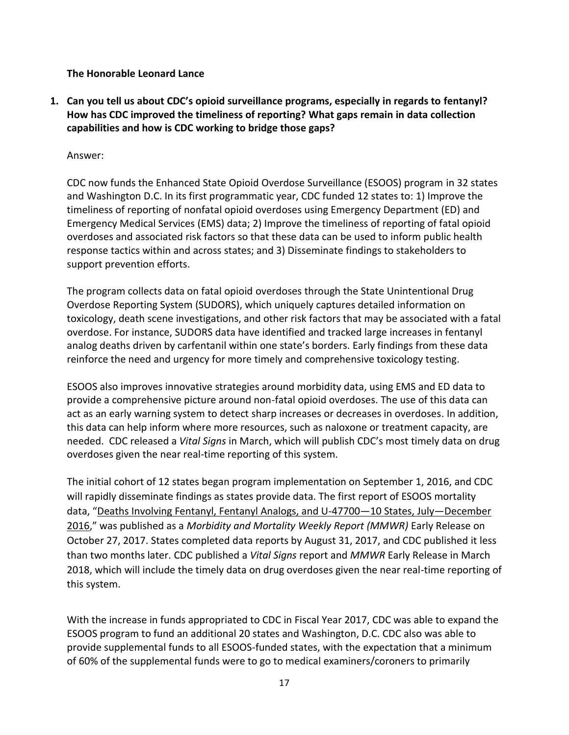**The Honorable Leonard Lance**

1. **Can you tell us about CDC's opioid surveillance programs, especially in regards to fentanyl? How has CDC improved the timeliness of reporting? What gaps remain in data collection capabilities and how is CDC working to bridge those gaps?**

Answer:

CDC now funds the Enhanced State Opioid Overdose Surveillance (ESOOS) program in 32 states and Washington D.C. In its first programmatic year, CDC funded 12 states to: 1) Improve the timeliness of reporting of nonfatal opioid overdoses using Emergency Department (ED) and Emergency Medical Services (EMS) data; 2) Improve the timeliness of reporting of fatal opioid overdoses and associated risk factors so that these data can be used to inform public health response tactics within and across states; and 3) Disseminate findings to stakeholders to support prevention efforts.

The program collects data on fatal opioid overdoses through the State Unintentional Drug Overdose Reporting System (SUDORS), which uniquely captures detailed information on toxicology, death scene investigations, and other risk factors that may be associated with a fatal overdose. For instance, SUDORS data have identified and tracked large increases in fentanyl analog deaths driven by carfentanil within one state's borders. Early findings from these data reinforce the need and urgency for more timely and comprehensive toxicology testing.

ESOOS also improves innovative strategies around morbidity data, using EMS and ED data to provide a comprehensive picture around non-fatal opioid overdoses. The use of this data can act as an early warning system to detect sharp increases or decreases in overdoses. In addition, this data can help inform where more resources, such as naloxone or treatment capacity, are needed. CDC released a *Vital Signs* in March, which will publish CDC's most timely data on drug overdoses given the near real-time reporting of this system.

The initial cohort of 12 states began program implementation on September 1, 2016, and CDC will rapidly disseminate findings as states provide data. The first report of ESOOS mortality data, "Deaths Involving Fentanyl, Fentanyl Analogs, and U-47700—10 States, July—December 2016," was published as a *Morbidity and Mortality Weekly Report (MMWR)* Early Release on October 27, 2017. States completed data reports by August 31, 2017, and CDC published it less than two months later. CDC published a *Vital Signs* report and *MMWR* Early Release in March 2018, which will include the timely data on drug overdoses given the near real-time reporting of this system.

With the increase in funds appropriated to CDC in Fiscal Year 2017, CDC was able to expand the ESOOS program to fund an additional 20 states and Washington, D.C. CDC also was able to provide supplemental funds to all ESOOS-funded states, with the expectation that a minimum of 60% of the supplemental funds were to go to medical examiners/coroners to primarily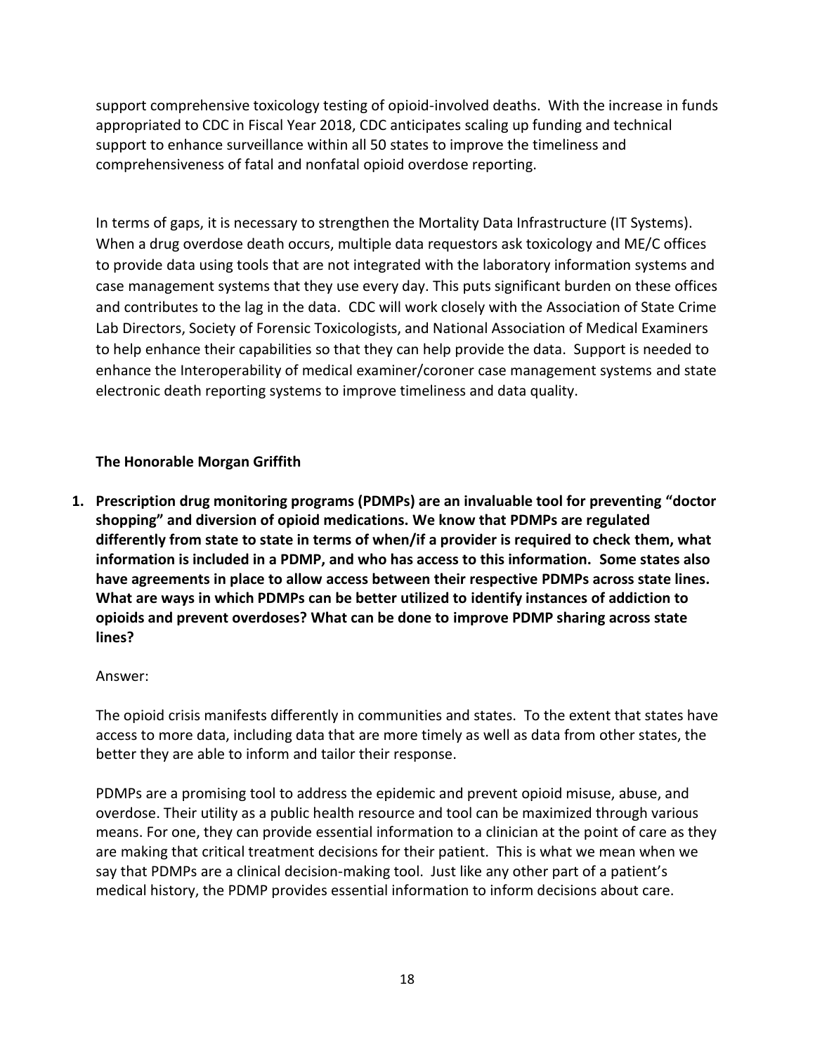support comprehensive toxicology testing of opioid-involved deaths. With the increase in funds appropriated to CDC in Fiscal Year 2018, CDC anticipates scaling up funding and technical support to enhance surveillance within all 50 states to improve the timeliness and comprehensiveness of fatal and nonfatal opioid overdose reporting.

In terms of gaps, it is necessary to strengthen the Mortality Data Infrastructure (IT Systems). When a drug overdose death occurs, multiple data requestors ask toxicology and ME/C offices to provide data using tools that are not integrated with the laboratory information systems and case management systems that they use every day. This puts significant burden on these offices and contributes to the lag in the data. CDC will work closely with the Association of State Crime Lab Directors, Society of Forensic Toxicologists, and National Association of Medical Examiners to help enhance their capabilities so that they can help provide the data. Support is needed to enhance the Interoperability of medical examiner/coroner case management systems and state electronic death reporting systems to improve timeliness and data quality.

**The Honorable Morgan Griffith**

1. **Prescription drug monitoring programs (PDMPs) are an invaluable tool for preventing "doctor shopping" and diversion of opioid medications. We know that PDMPs are regulated differently from state to state in terms of when/if a provider is required to check them, what information is included in a PDMP, and who has access to this information. Some states also have agreements in place to allow access between their respective PDMPs across state lines. What are ways in which PDMPs can be better utilized to identify instances of addiction to opioids and prevent overdoses? What can be done to improve PDMP sharing across state lines?**

   Answer:

   The opioid crisis manifests differently in communities and states. To the extent that states have access to more data, including data that are more timely as well as data from other states, the better they are able to inform and tailor their response.

   PDMPs are a promising tool to address the epidemic and prevent opioid misuse, abuse, and overdose. Their utility as a public health resource and tool can be maximized through various means. For one, they can provide essential information to a clinician at the point of care as they are making that critical treatment decisions for their patient. This is what we mean when we say that PDMPs are a clinical decision-making tool. Just like any other part of a patient's medical history, the PDMP provides essential information to inform decisions about care.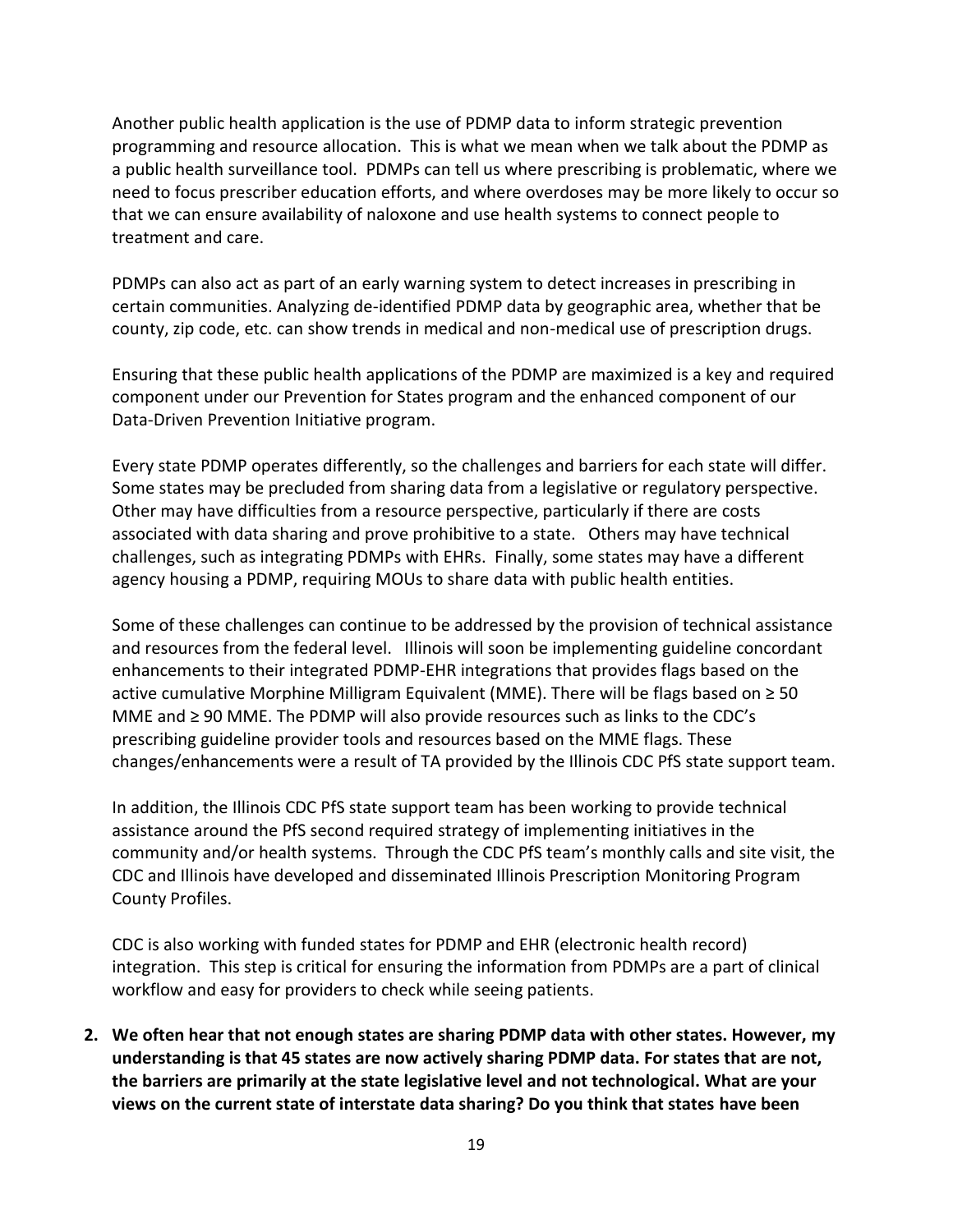Another public health application is the use of PDMP data to inform strategic prevention programming and resource allocation. This is what we mean when we talk about the PDMP as a public health surveillance tool. PDMPs can tell us where prescribing is problematic, where we need to focus prescriber education efforts, and where overdoses may be more likely to occur so that we can ensure availability of naloxone and use health systems to connect people to treatment and care.

PDMPs can also act as part of an early warning system to detect increases in prescribing in certain communities. Analyzing de-identified PDMP data by geographic area, whether that be county, zip code, etc. can show trends in medical and non-medical use of prescription drugs.

Ensuring that these public health applications of the PDMP are maximized is a key and required component under our Prevention for States program and the enhanced component of our Data-Driven Prevention Initiative program.

Every state PDMP operates differently, so the challenges and barriers for each state will differ. Some states may be precluded from sharing data from a legislative or regulatory perspective. Other may have difficulties from a resource perspective, particularly if there are costs associated with data sharing and prove prohibitive to a state. Others may have technical challenges, such as integrating PDMPs with EHRs. Finally, some states may have a different agency housing a PDMP, requiring MOUs to share data with public health entities.

Some of these challenges can continue to be addressed by the provision of technical assistance and resources from the federal level. Illinois will soon be implementing guideline concordant enhancements to their integrated PDMP-EHR integrations that provides flags based on the active cumulative Morphine Milligram Equivalent (MME). There will be flags based on ≥ 50 MME and ≥ 90 MME. The PDMP will also provide resources such as links to the CDC's prescribing guideline provider tools and resources based on the MME flags. These changes/enhancements were a result of TA provided by the Illinois CDC PfS state support team.

In addition, the Illinois CDC PfS state support team has been working to provide technical assistance around the PfS second required strategy of implementing initiatives in the community and/or health systems. Through the CDC PfS team's monthly calls and site visit, the CDC and Illinois have developed and disseminated Illinois Prescription Monitoring Program County Profiles.

CDC is also working with funded states for PDMP and EHR (electronic health record) integration. This step is critical for ensuring the information from PDMPs are a part of clinical workflow and easy for providers to check while seeing patients.

2. **We often hear that not enough states are sharing PDMP data with other states. However, my understanding is that 45 states are now actively sharing PDMP data. For states that are not, the barriers are primarily at the state legislative level and not technological. What are your views on the current state of interstate data sharing? Do you think that states have been**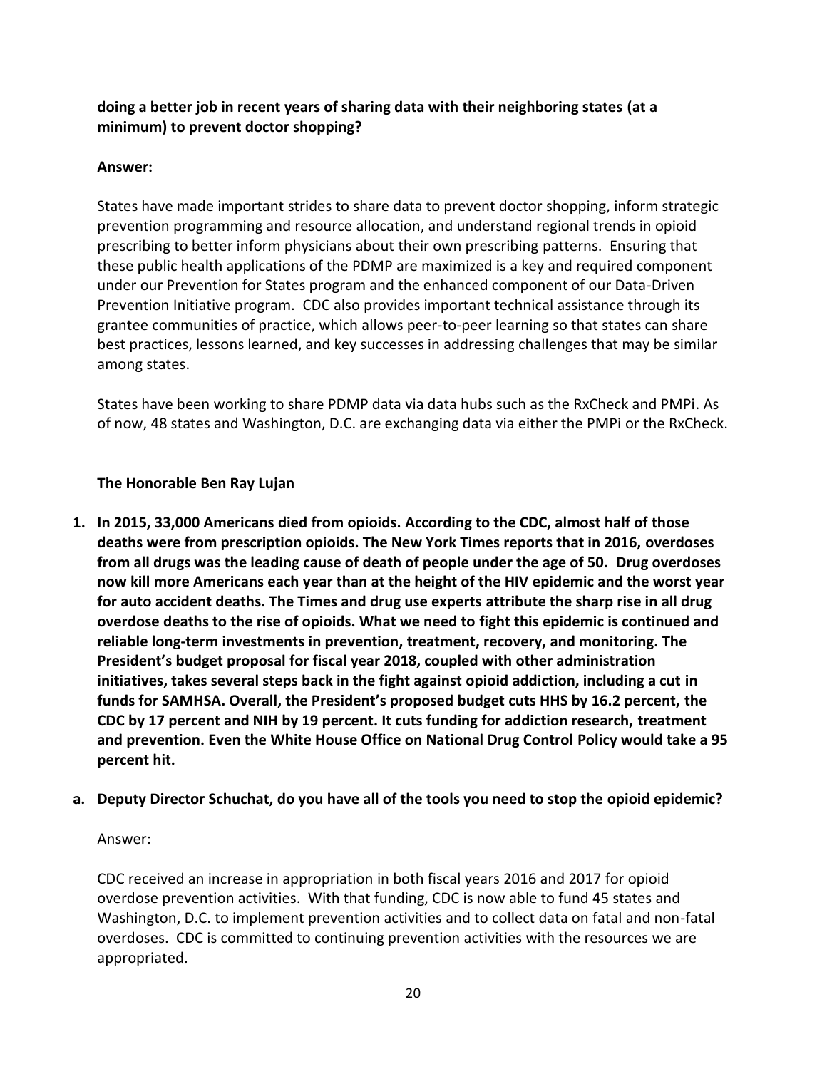**doing a better job in recent years of sharing data with their neighboring states (at a minimum) to prevent doctor shopping?**

**Answer:**

States have made important strides to share data to prevent doctor shopping, inform strategic prevention programming and resource allocation, and understand regional trends in opioid prescribing to better inform physicians about their own prescribing patterns. Ensuring that these public health applications of the PDMP are maximized is a key and required component under our Prevention for States program and the enhanced component of our Data-Driven Prevention Initiative program. CDC also provides important technical assistance through its grantee communities of practice, which allows peer-to-peer learning so that states can share best practices, lessons learned, and key successes in addressing challenges that may be similar among states.

States have been working to share PDMP data via data hubs such as the RxCheck and PMPi. As of now, 48 states and Washington, D.C. are exchanging data via either the PMPi or the RxCheck.

**The Honorable Ben Ray Lujan**

1. **In 2015, 33,000 Americans died from opioids. According to the CDC, almost half of those deaths were from prescription opioids. The New York Times reports that in 2016, overdoses from all drugs was the leading cause of death of people under the age of 50. Drug overdoses now kill more Americans each year than at the height of the HIV epidemic and the worst year for auto accident deaths. The Times and drug use experts attribute the sharp rise in all drug overdose deaths to the rise of opioids. What we need to fight this epidemic is continued and reliable long-term investments in prevention, treatment, recovery, and monitoring. The President's budget proposal for fiscal year 2018, coupled with other administration initiatives, takes several steps back in the fight against opioid addiction, including a cut in funds for SAMHSA. Overall, the President's proposed budget cuts HHS by 16.2 percent, the CDC by 17 percent and NIH by 19 percent. It cuts funding for addiction research, treatment and prevention. Even the White House Office on National Drug Control Policy would take a 95 percent hit.**

**a. Deputy Director Schuchat, do you have all of the tools you need to stop the opioid epidemic?**

Answer:

CDC received an increase in appropriation in both fiscal years 2016 and 2017 for opioid overdose prevention activities. With that funding, CDC is now able to fund 45 states and Washington, D.C. to implement prevention activities and to collect data on fatal and non-fatal overdoses. CDC is committed to continuing prevention activities with the resources we are appropriated.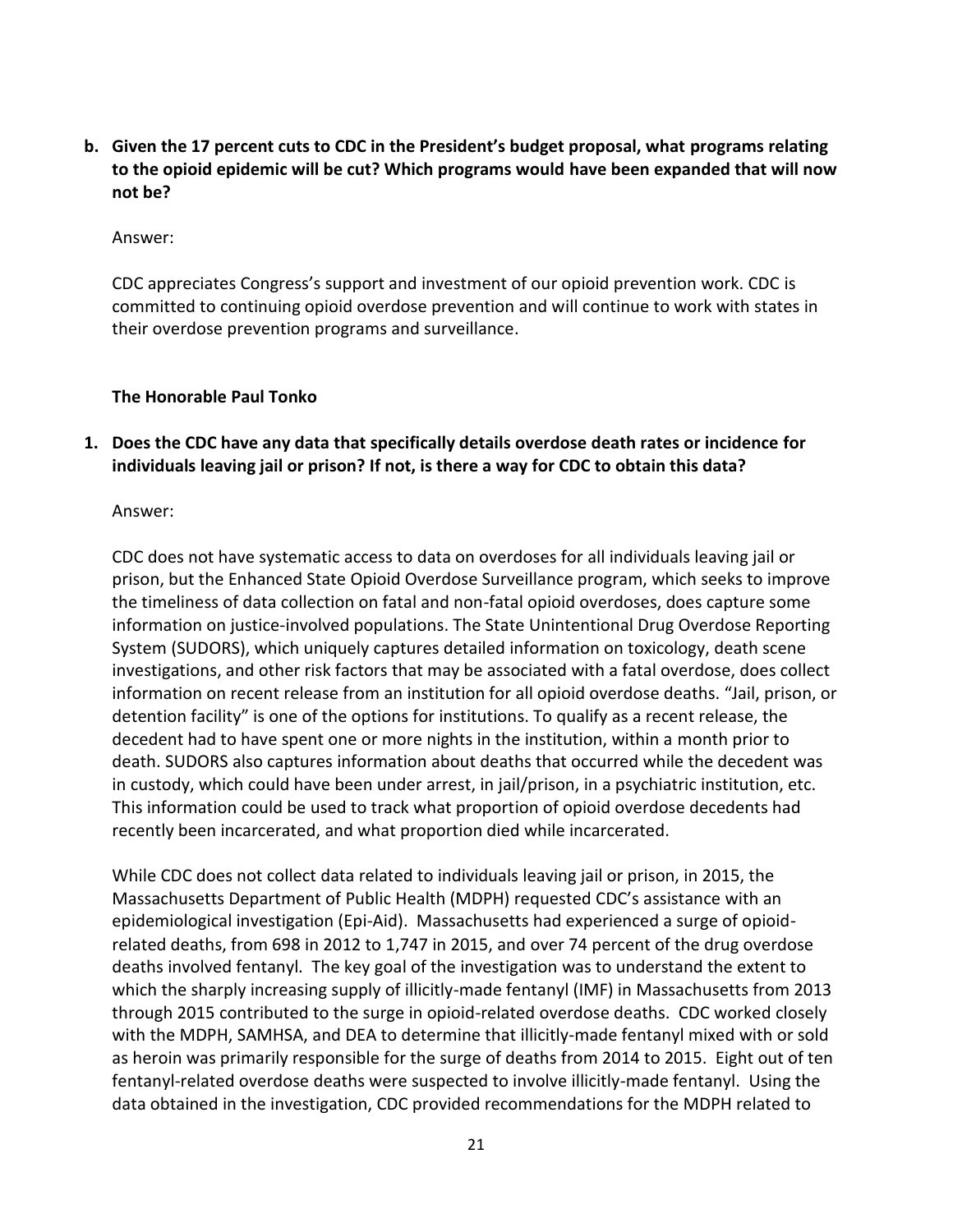**b. Given the 17 percent cuts to CDC in the President's budget proposal, what programs relating to the opioid epidemic will be cut? Which programs would have been expanded that will now not be?**

Answer:

CDC appreciates Congress's support and investment of our opioid prevention work. CDC is committed to continuing opioid overdose prevention and will continue to work with states in their overdose prevention programs and surveillance.

**The Honorable Paul Tonko**

**1. Does the CDC have any data that specifically details overdose death rates or incidence for individuals leaving jail or prison? If not, is there a way for CDC to obtain this data?**

Answer:

CDC does not have systematic access to data on overdoses for all individuals leaving jail or prison, but the Enhanced State Opioid Overdose Surveillance program, which seeks to improve the timeliness of data collection on fatal and non-fatal opioid overdoses, does capture some information on justice-involved populations. The State Unintentional Drug Overdose Reporting System (SUDORS), which uniquely captures detailed information on toxicology, death scene investigations, and other risk factors that may be associated with a fatal overdose, does collect information on recent release from an institution for all opioid overdose deaths. "Jail, prison, or detention facility" is one of the options for institutions. To qualify as a recent release, the decedent had to have spent one or more nights in the institution, within a month prior to death. SUDORS also captures information about deaths that occurred while the decedent was in custody, which could have been under arrest, in jail/prison, in a psychiatric institution, etc. This information could be used to track what proportion of opioid overdose decedents had recently been incarcerated, and what proportion died while incarcerated.

While CDC does not collect data related to individuals leaving jail or prison, in 2015, the Massachusetts Department of Public Health (MDPH) requested CDC's assistance with an epidemiological investigation (Epi-Aid). Massachusetts had experienced a surge of opioid-related deaths, from 698 in 2012 to 1,747 in 2015, and over 74 percent of the drug overdose deaths involved fentanyl. The key goal of the investigation was to understand the extent to which the sharply increasing supply of illicitly-made fentanyl (IMF) in Massachusetts from 2013 through 2015 contributed to the surge in opioid-related overdose deaths. CDC worked closely with the MDPH, SAMHSA, and DEA to determine that illicitly-made fentanyl mixed with or sold as heroin was primarily responsible for the surge of deaths from 2014 to 2015. Eight out of ten fentanyl-related overdose deaths were suspected to involve illicitly-made fentanyl. Using the data obtained in the investigation, CDC provided recommendations for the MDPH related to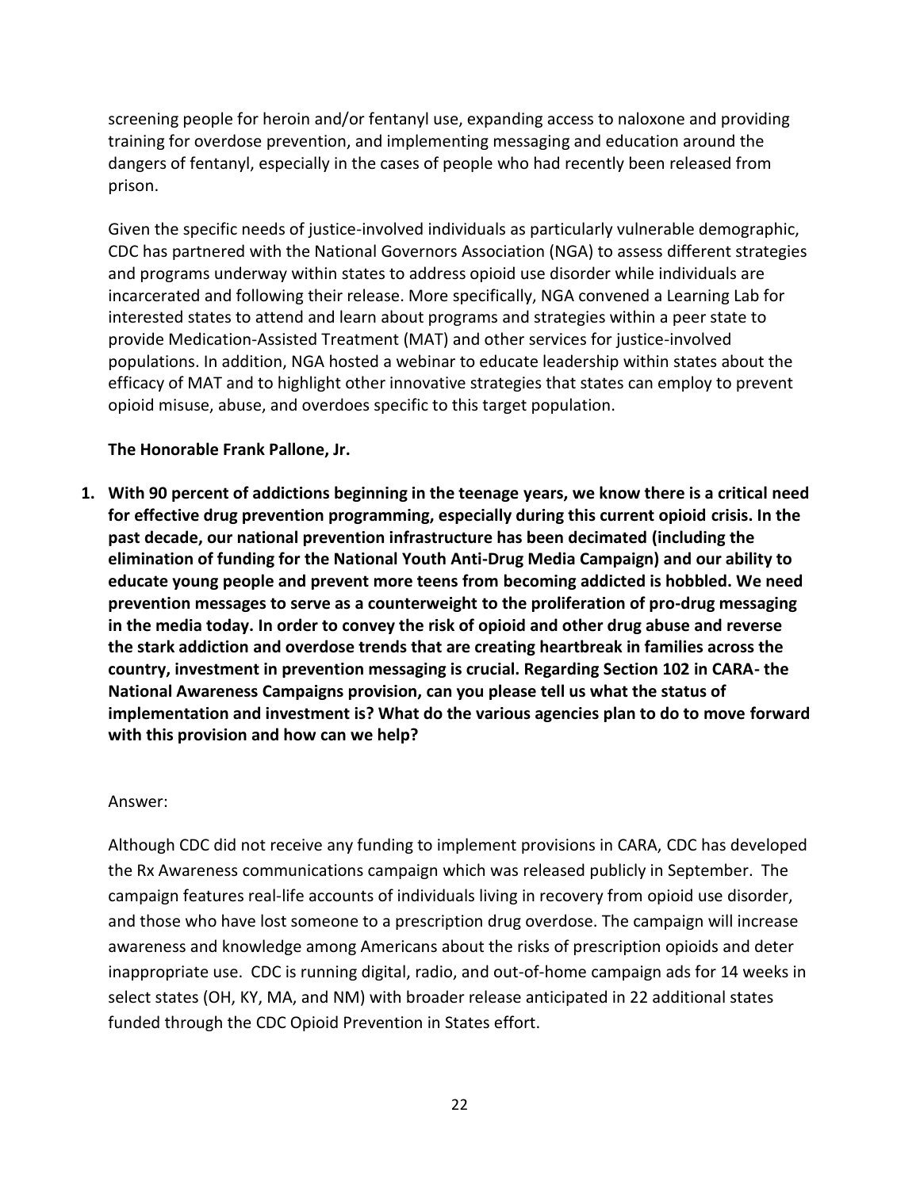screening people for heroin and/or fentanyl use, expanding access to naloxone and providing training for overdose prevention, and implementing messaging and education around the dangers of fentanyl, especially in the cases of people who had recently been released from prison.

Given the specific needs of justice-involved individuals as particularly vulnerable demographic, CDC has partnered with the National Governors Association (NGA) to assess different strategies and programs underway within states to address opioid use disorder while individuals are incarcerated and following their release. More specifically, NGA convened a Learning Lab for interested states to attend and learn about programs and strategies within a peer state to provide Medication-Assisted Treatment (MAT) and other services for justice-involved populations. In addition, NGA hosted a webinar to educate leadership within states about the efficacy of MAT and to highlight other innovative strategies that states can employ to prevent opioid misuse, abuse, and overdoes specific to this target population.

**The Honorable Frank Pallone, Jr.**

1. **With 90 percent of addictions beginning in the teenage years, we know there is a critical need for effective drug prevention programming, especially during this current opioid crisis. In the past decade, our national prevention infrastructure has been decimated (including the elimination of funding for the National Youth Anti-Drug Media Campaign) and our ability to educate young people and prevent more teens from becoming addicted is hobbled. We need prevention messages to serve as a counterweight to the proliferation of pro-drug messaging in the media today. In order to convey the risk of opioid and other drug abuse and reverse the stark addiction and overdose trends that are creating heartbreak in families across the country, investment in prevention messaging is crucial. Regarding Section 102 in CARA- the National Awareness Campaigns provision, can you please tell us what the status of implementation and investment is? What do the various agencies plan to do to move forward with this provision and how can we help?**

Answer:

Although CDC did not receive any funding to implement provisions in CARA, CDC has developed the Rx Awareness communications campaign which was released publicly in September. The campaign features real-life accounts of individuals living in recovery from opioid use disorder, and those who have lost someone to a prescription drug overdose. The campaign will increase awareness and knowledge among Americans about the risks of prescription opioids and deter inappropriate use. CDC is running digital, radio, and out-of-home campaign ads for 14 weeks in select states (OH, KY, MA, and NM) with broader release anticipated in 22 additional states funded through the CDC Opioid Prevention in States effort.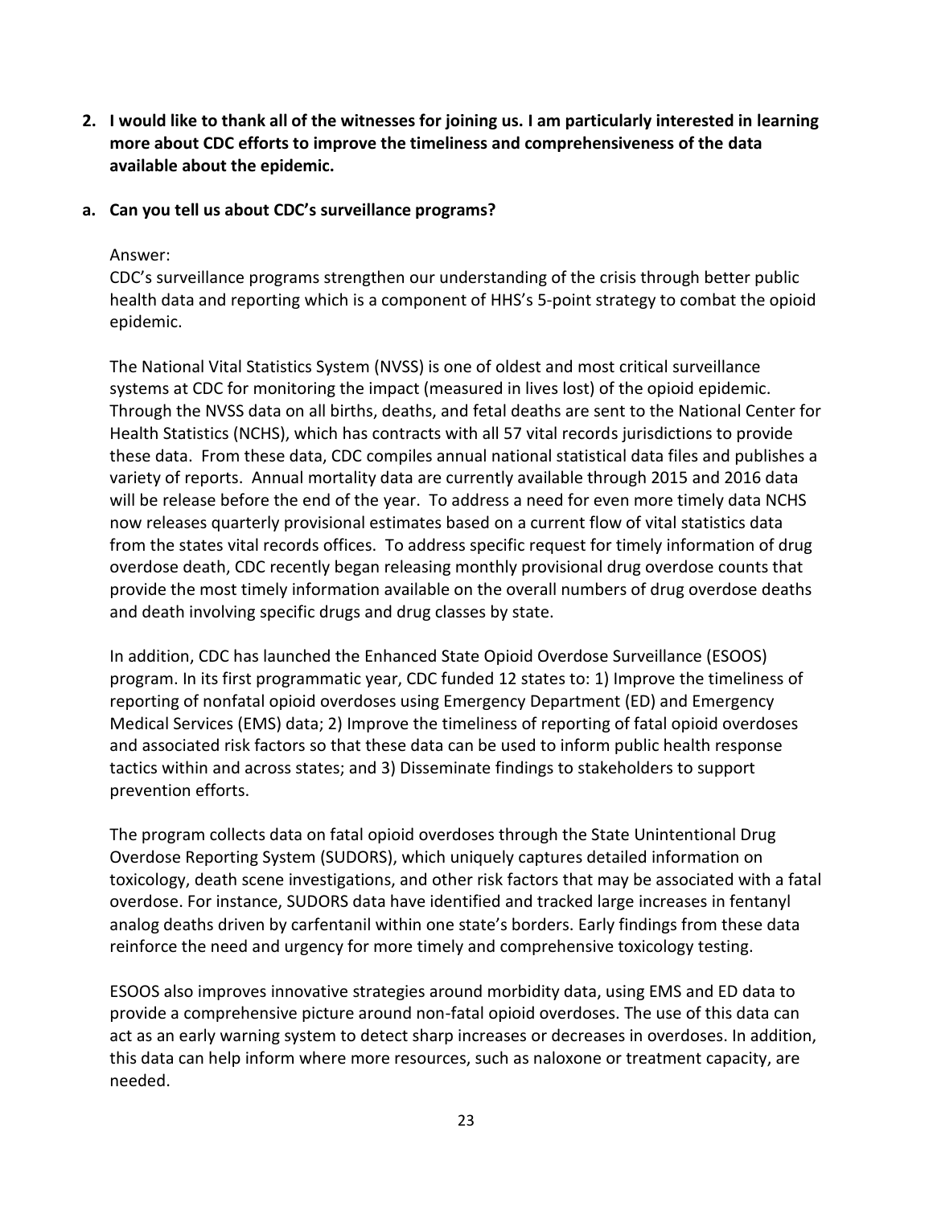**2. I would like to thank all of the witnesses for joining us. I am particularly interested in learning more about CDC efforts to improve the timeliness and comprehensiveness of the data available about the epidemic.**

**a. Can you tell us about CDC's surveillance programs?**

Answer:
CDC's surveillance programs strengthen our understanding of the crisis through better public health data and reporting which is a component of HHS's 5-point strategy to combat the opioid epidemic.

The National Vital Statistics System (NVSS) is one of oldest and most critical surveillance systems at CDC for monitoring the impact (measured in lives lost) of the opioid epidemic. Through the NVSS data on all births, deaths, and fetal deaths are sent to the National Center for Health Statistics (NCHS), which has contracts with all 57 vital records jurisdictions to provide these data. From these data, CDC compiles annual national statistical data files and publishes a variety of reports. Annual mortality data are currently available through 2015 and 2016 data will be release before the end of the year. To address a need for even more timely data NCHS now releases quarterly provisional estimates based on a current flow of vital statistics data from the states vital records offices. To address specific request for timely information of drug overdose death, CDC recently began releasing monthly provisional drug overdose counts that provide the most timely information available on the overall numbers of drug overdose deaths and death involving specific drugs and drug classes by state.

In addition, CDC has launched the Enhanced State Opioid Overdose Surveillance (ESOOS) program. In its first programmatic year, CDC funded 12 states to: 1) Improve the timeliness of reporting of nonfatal opioid overdoses using Emergency Department (ED) and Emergency Medical Services (EMS) data; 2) Improve the timeliness of reporting of fatal opioid overdoses and associated risk factors so that these data can be used to inform public health response tactics within and across states; and 3) Disseminate findings to stakeholders to support prevention efforts.

The program collects data on fatal opioid overdoses through the State Unintentional Drug Overdose Reporting System (SUDORS), which uniquely captures detailed information on toxicology, death scene investigations, and other risk factors that may be associated with a fatal overdose. For instance, SUDORS data have identified and tracked large increases in fentanyl analog deaths driven by carfentanil within one state's borders. Early findings from these data reinforce the need and urgency for more timely and comprehensive toxicology testing.

ESOOS also improves innovative strategies around morbidity data, using EMS and ED data to provide a comprehensive picture around non-fatal opioid overdoses. The use of this data can act as an early warning system to detect sharp increases or decreases in overdoses. In addition, this data can help inform where more resources, such as naloxone or treatment capacity, are needed.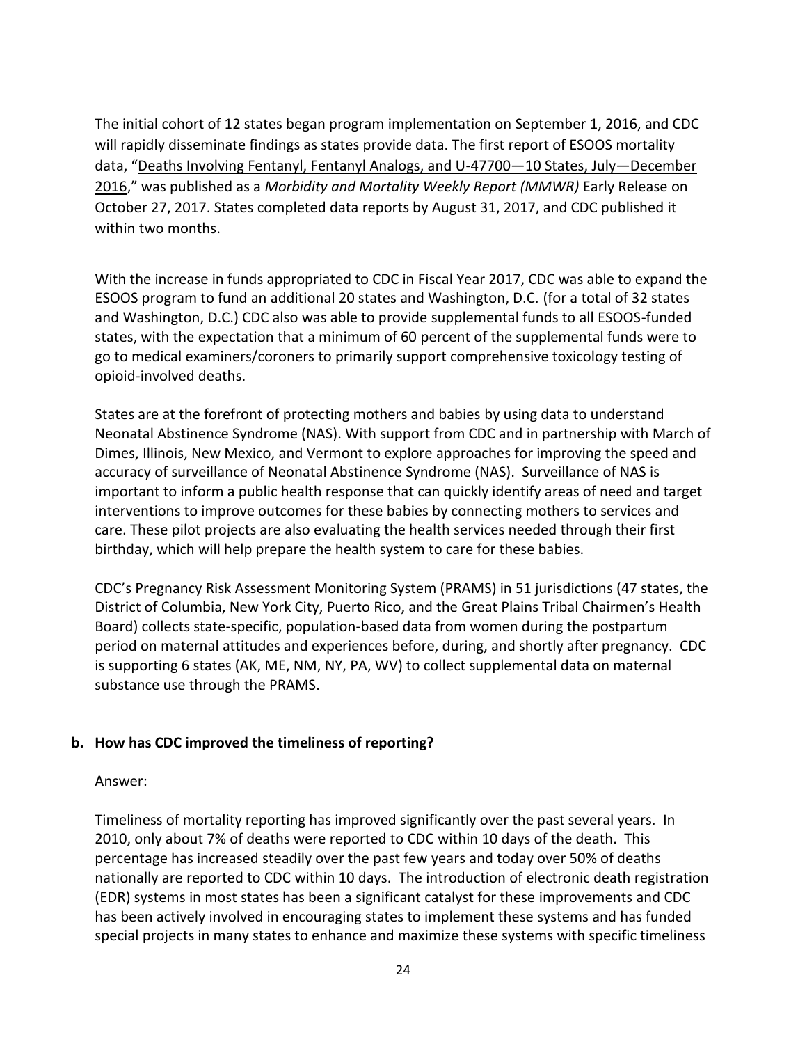The initial cohort of 12 states began program implementation on September 1, 2016, and CDC will rapidly disseminate findings as states provide data. The first report of ESOOS mortality data, "Deaths Involving Fentanyl, Fentanyl Analogs, and U-47700—10 States, July—December 2016," was published as a *Morbidity and Mortality Weekly Report (MMWR)* Early Release on October 27, 2017. States completed data reports by August 31, 2017, and CDC published it within two months.

With the increase in funds appropriated to CDC in Fiscal Year 2017, CDC was able to expand the ESOOS program to fund an additional 20 states and Washington, D.C. (for a total of 32 states and Washington, D.C.) CDC also was able to provide supplemental funds to all ESOOS-funded states, with the expectation that a minimum of 60 percent of the supplemental funds were to go to medical examiners/coroners to primarily support comprehensive toxicology testing of opioid-involved deaths.

States are at the forefront of protecting mothers and babies by using data to understand Neonatal Abstinence Syndrome (NAS). With support from CDC and in partnership with March of Dimes, Illinois, New Mexico, and Vermont to explore approaches for improving the speed and accuracy of surveillance of Neonatal Abstinence Syndrome (NAS). Surveillance of NAS is important to inform a public health response that can quickly identify areas of need and target interventions to improve outcomes for these babies by connecting mothers to services and care. These pilot projects are also evaluating the health services needed through their first birthday, which will help prepare the health system to care for these babies.

CDC's Pregnancy Risk Assessment Monitoring System (PRAMS) in 51 jurisdictions (47 states, the District of Columbia, New York City, Puerto Rico, and the Great Plains Tribal Chairmen's Health Board) collects state-specific, population-based data from women during the postpartum period on maternal attitudes and experiences before, during, and shortly after pregnancy. CDC is supporting 6 states (AK, ME, NM, NY, PA, WV) to collect supplemental data on maternal substance use through the PRAMS.

**b. How has CDC improved the timeliness of reporting?**

Answer:

Timeliness of mortality reporting has improved significantly over the past several years. In 2010, only about 7% of deaths were reported to CDC within 10 days of the death. This percentage has increased steadily over the past few years and today over 50% of deaths nationally are reported to CDC within 10 days. The introduction of electronic death registration (EDR) systems in most states has been a significant catalyst for these improvements and CDC has been actively involved in encouraging states to implement these systems and has funded special projects in many states to enhance and maximize these systems with specific timeliness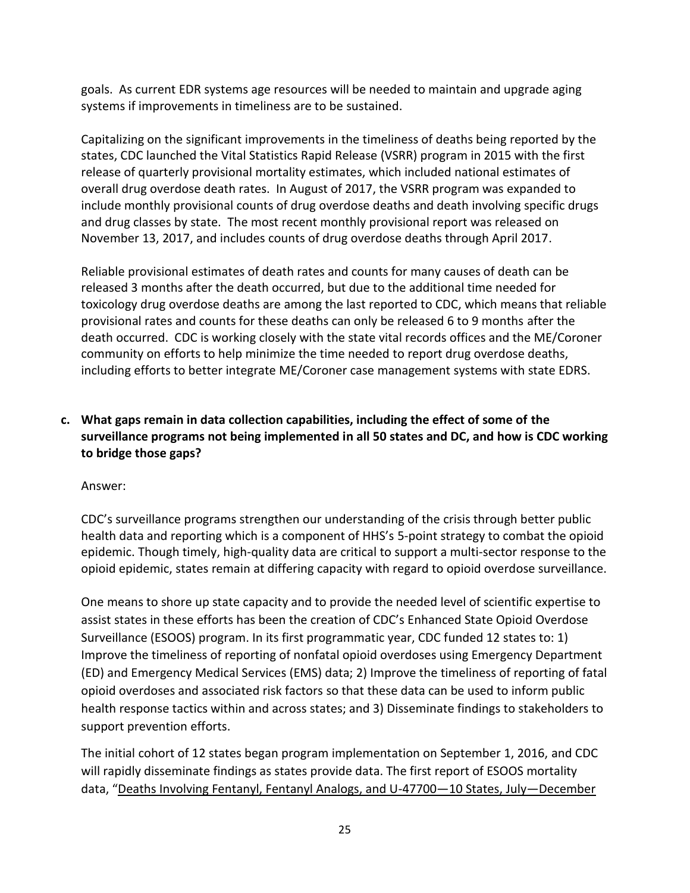goals. As current EDR systems age resources will be needed to maintain and upgrade aging systems if improvements in timeliness are to be sustained.

Capitalizing on the significant improvements in the timeliness of deaths being reported by the states, CDC launched the Vital Statistics Rapid Release (VSRR) program in 2015 with the first release of quarterly provisional mortality estimates, which included national estimates of overall drug overdose death rates. In August of 2017, the VSRR program was expanded to include monthly provisional counts of drug overdose deaths and death involving specific drugs and drug classes by state. The most recent monthly provisional report was released on November 13, 2017, and includes counts of drug overdose deaths through April 2017.

Reliable provisional estimates of death rates and counts for many causes of death can be released 3 months after the death occurred, but due to the additional time needed for toxicology drug overdose deaths are among the last reported to CDC, which means that reliable provisional rates and counts for these deaths can only be released 6 to 9 months after the death occurred. CDC is working closely with the state vital records offices and the ME/Coroner community on efforts to help minimize the time needed to report drug overdose deaths, including efforts to better integrate ME/Coroner case management systems with state EDRS.

**c. What gaps remain in data collection capabilities, including the effect of some of the surveillance programs not being implemented in all 50 states and DC, and how is CDC working to bridge those gaps?**

Answer:

CDC's surveillance programs strengthen our understanding of the crisis through better public health data and reporting which is a component of HHS's 5-point strategy to combat the opioid epidemic. Though timely, high-quality data are critical to support a multi-sector response to the opioid epidemic, states remain at differing capacity with regard to opioid overdose surveillance.

One means to shore up state capacity and to provide the needed level of scientific expertise to assist states in these efforts has been the creation of CDC's Enhanced State Opioid Overdose Surveillance (ESOOS) program. In its first programmatic year, CDC funded 12 states to: 1) Improve the timeliness of reporting of nonfatal opioid overdoses using Emergency Department (ED) and Emergency Medical Services (EMS) data; 2) Improve the timeliness of reporting of fatal opioid overdoses and associated risk factors so that these data can be used to inform public health response tactics within and across states; and 3) Disseminate findings to stakeholders to support prevention efforts.

The initial cohort of 12 states began program implementation on September 1, 2016, and CDC will rapidly disseminate findings as states provide data. The first report of ESOOS mortality data, "Deaths Involving Fentanyl, Fentanyl Analogs, and U-47700—10 States, July—December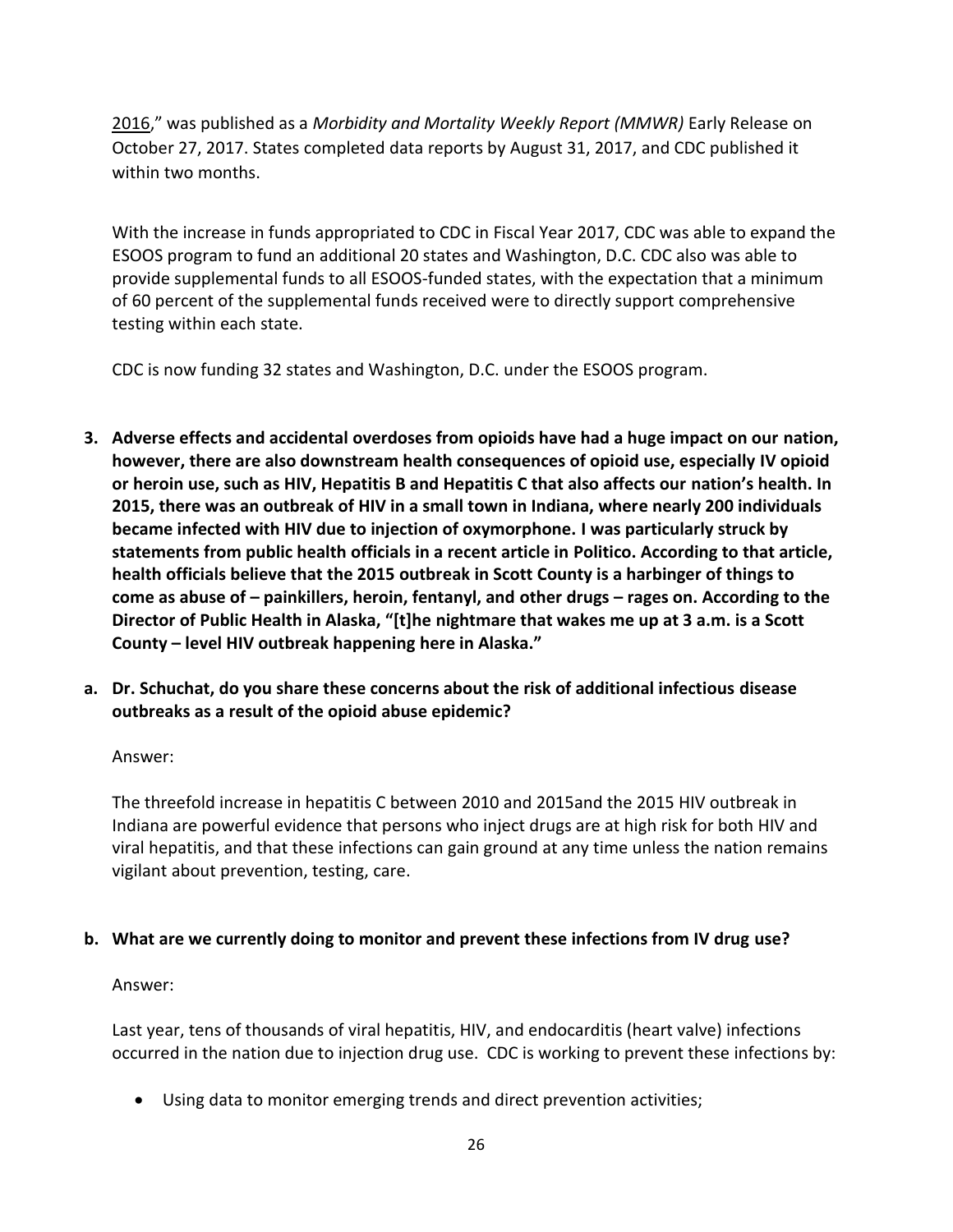2016," was published as a *Morbidity and Mortality Weekly Report (MMWR)* Early Release on October 27, 2017. States completed data reports by August 31, 2017, and CDC published it within two months.

With the increase in funds appropriated to CDC in Fiscal Year 2017, CDC was able to expand the ESOOS program to fund an additional 20 states and Washington, D.C. CDC also was able to provide supplemental funds to all ESOOS-funded states, with the expectation that a minimum of 60 percent of the supplemental funds received were to directly support comprehensive testing within each state.

CDC is now funding 32 states and Washington, D.C. under the ESOOS program.

**3. Adverse effects and accidental overdoses from opioids have had a huge impact on our nation, however, there are also downstream health consequences of opioid use, especially IV opioid or heroin use, such as HIV, Hepatitis B and Hepatitis C that also affects our nation's health. In 2015, there was an outbreak of HIV in a small town in Indiana, where nearly 200 individuals became infected with HIV due to injection of oxymorphone. I was particularly struck by statements from public health officials in a recent article in Politico. According to that article, health officials believe that the 2015 outbreak in Scott County is a harbinger of things to come as abuse of – painkillers, heroin, fentanyl, and other drugs – rages on. According to the Director of Public Health in Alaska, "[t]he nightmare that wakes me up at 3 a.m. is a Scott County – level HIV outbreak happening here in Alaska."**

**a. Dr. Schuchat, do you share these concerns about the risk of additional infectious disease outbreaks as a result of the opioid abuse epidemic?**

Answer:

The threefold increase in hepatitis C between 2010 and 2015and the 2015 HIV outbreak in Indiana are powerful evidence that persons who inject drugs are at high risk for both HIV and viral hepatitis, and that these infections can gain ground at any time unless the nation remains vigilant about prevention, testing, care.

**b. What are we currently doing to monitor and prevent these infections from IV drug use?**

Answer:

Last year, tens of thousands of viral hepatitis, HIV, and endocarditis (heart valve) infections occurred in the nation due to injection drug use. CDC is working to prevent these infections by:

- Using data to monitor emerging trends and direct prevention activities;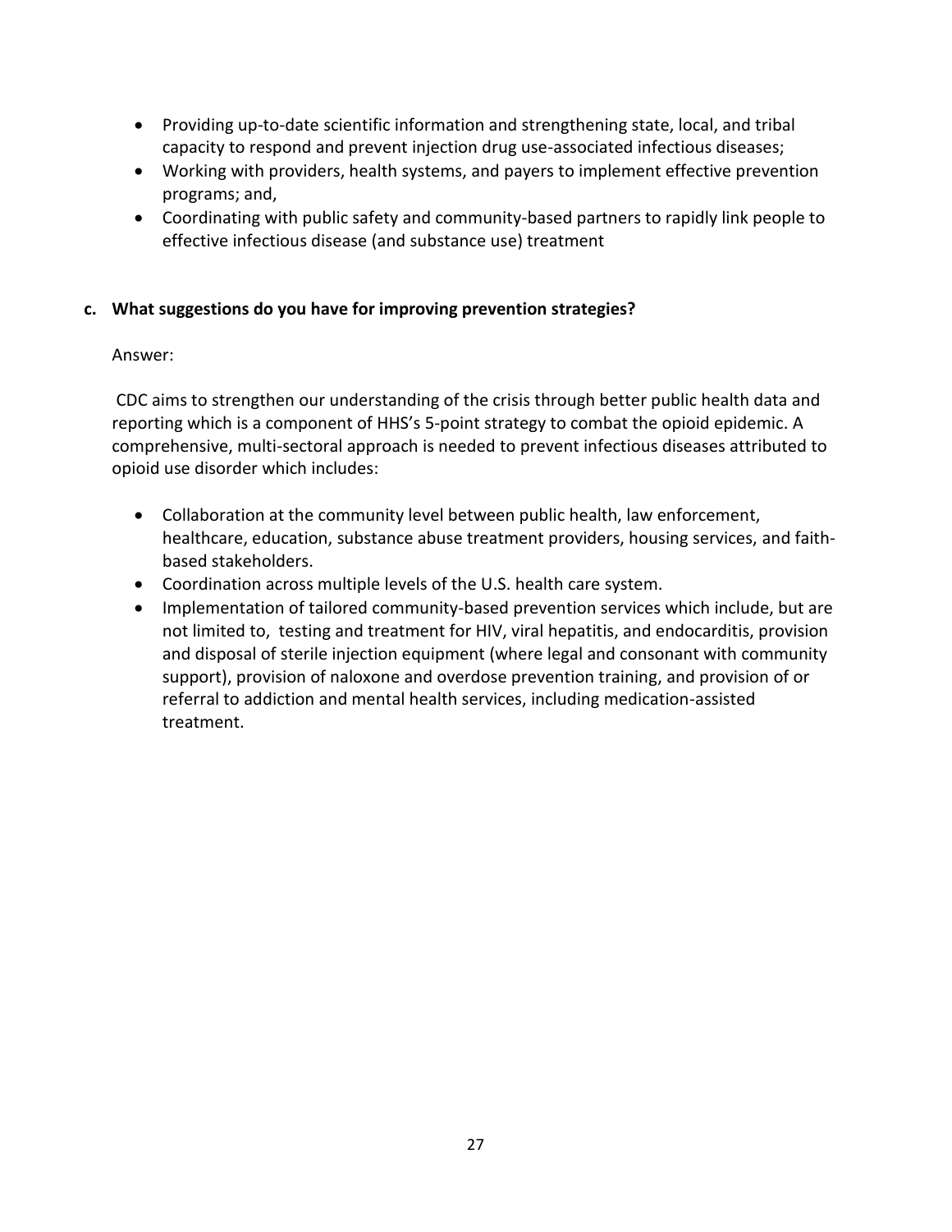- Providing up-to-date scientific information and strengthening state, local, and tribal capacity to respond and prevent injection drug use-associated infectious diseases;
- Working with providers, health systems, and payers to implement effective prevention programs; and,
- Coordinating with public safety and community-based partners to rapidly link people to effective infectious disease (and substance use) treatment

**c. What suggestions do you have for improving prevention strategies?**

Answer:

CDC aims to strengthen our understanding of the crisis through better public health data and reporting which is a component of HHS's 5-point strategy to combat the opioid epidemic. A comprehensive, multi-sectoral approach is needed to prevent infectious diseases attributed to opioid use disorder which includes:

- Collaboration at the community level between public health, law enforcement, healthcare, education, substance abuse treatment providers, housing services, and faith-based stakeholders.
- Coordination across multiple levels of the U.S. health care system.
- Implementation of tailored community-based prevention services which include, but are not limited to, testing and treatment for HIV, viral hepatitis, and endocarditis, provision and disposal of sterile injection equipment (where legal and consonant with community support), provision of naloxone and overdose prevention training, and provision of or referral to addiction and mental health services, including medication-assisted treatment.